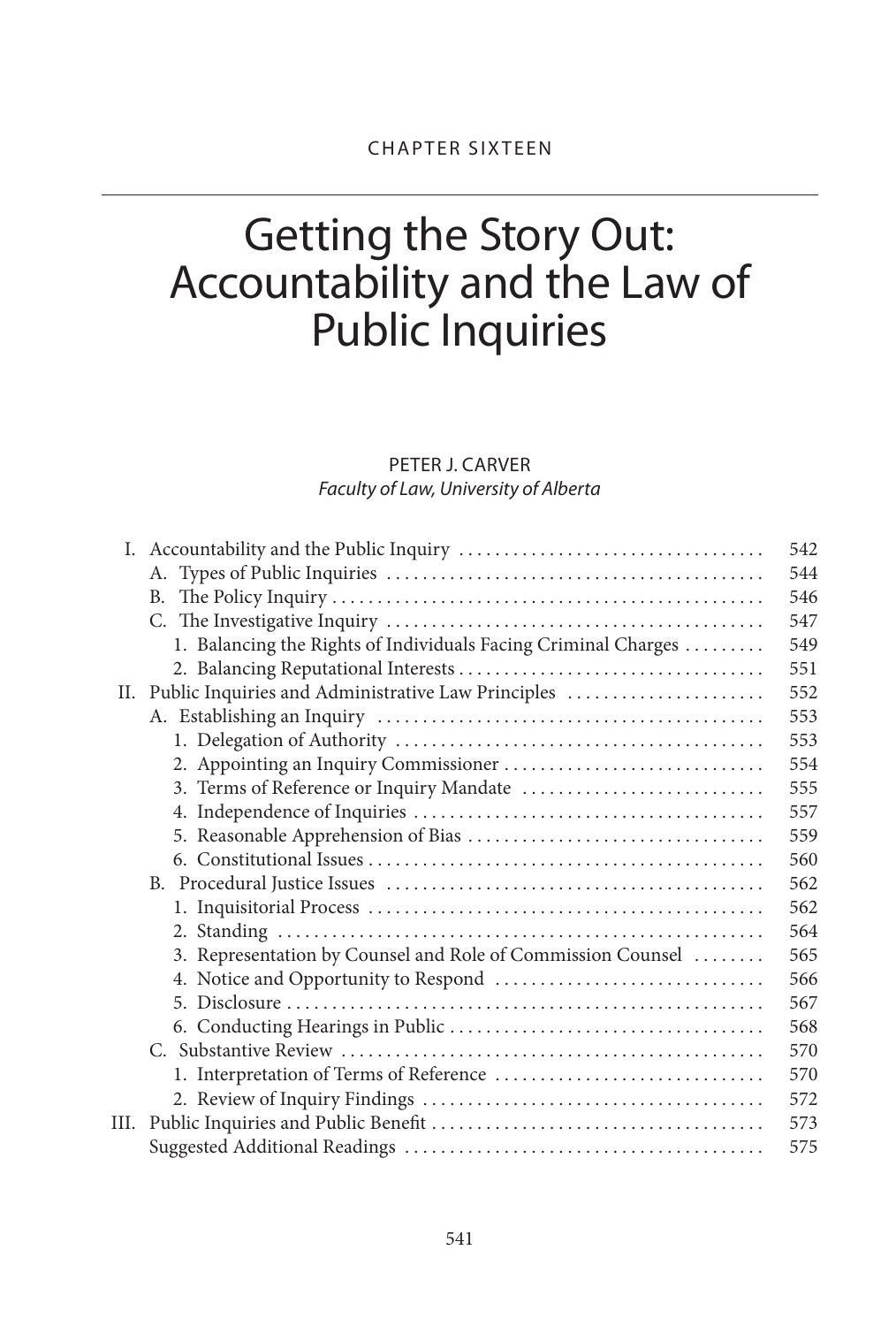CHAPTER SIXTEEN

# Getting the Story Out: Accountability and the Law of Public Inquiries

PETER J. CARVER
*Faculty of Law, University of Alberta*

| | | |
|---|---|---|
| I. | Accountability and the Public Inquiry | 542 |
| | A. Types of Public Inquiries | 544 |
| | B. The Policy Inquiry | 546 |
| | C. The Investigative Inquiry | 547 |
| | 1. Balancing the Rights of Individuals Facing Criminal Charges | 549 |
| | 2. Balancing Reputational Interests | 551 |
| II. | Public Inquiries and Administrative Law Principles | 552 |
| | A. Establishing an Inquiry | 553 |
| | 1. Delegation of Authority | 553 |
| | 2. Appointing an Inquiry Commissioner | 554 |
| | 3. Terms of Reference or Inquiry Mandate | 555 |
| | 4. Independence of Inquiries | 557 |
| | 5. Reasonable Apprehension of Bias | 559 |
| | 6. Constitutional Issues | 560 |
| | B. Procedural Justice Issues | 562 |
| | 1. Inquisitorial Process | 562 |
| | 2. Standing | 564 |
| | 3. Representation by Counsel and Role of Commission Counsel | 565 |
| | 4. Notice and Opportunity to Respond | 566 |
| | 5. Disclosure | 567 |
| | 6. Conducting Hearings in Public | 568 |
| | C. Substantive Review | 570 |
| | 1. Interpretation of Terms of Reference | 570 |
| | 2. Review of Inquiry Findings | 572 |
| III. | Public Inquiries and Public Benefit | 573 |
| | Suggested Additional Readings | 575 |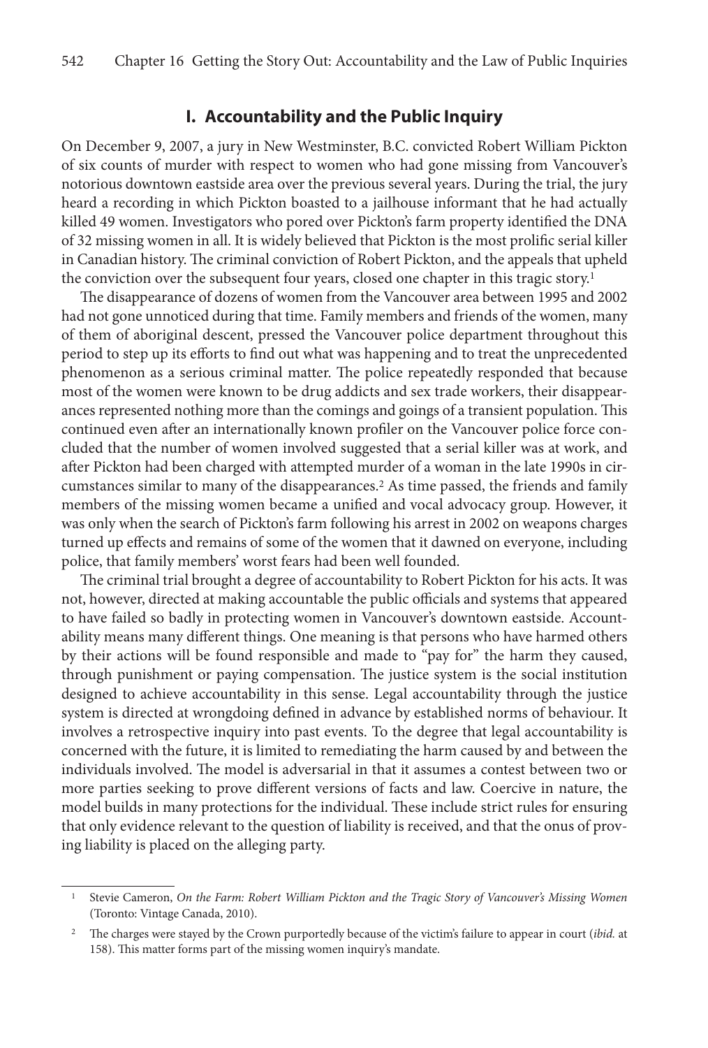## I. Accountability and the Public Inquiry

On December 9, 2007, a jury in New Westminster, B.C. convicted Robert William Pickton of six counts of murder with respect to women who had gone missing from Vancouver's notorious downtown eastside area over the previous several years. During the trial, the jury heard a recording in which Pickton boasted to a jailhouse informant that he had actually killed 49 women. Investigators who pored over Pickton's farm property identified the DNA of 32 missing women in all. It is widely believed that Pickton is the most prolific serial killer in Canadian history. The criminal conviction of Robert Pickton, and the appeals that upheld the conviction over the subsequent four years, closed one chapter in this tragic story.[1]

The disappearance of dozens of women from the Vancouver area between 1995 and 2002 had not gone unnoticed during that time. Family members and friends of the women, many of them of aboriginal descent, pressed the Vancouver police department throughout this period to step up its efforts to find out what was happening and to treat the unprecedented phenomenon as a serious criminal matter. The police repeatedly responded that because most of the women were known to be drug addicts and sex trade workers, their disappearances represented nothing more than the comings and goings of a transient population. This continued even after an internationally known profiler on the Vancouver police force concluded that the number of women involved suggested that a serial killer was at work, and after Pickton had been charged with attempted murder of a woman in the late 1990s in circumstances similar to many of the disappearances.[2] As time passed, the friends and family members of the missing women became a unified and vocal advocacy group. However, it was only when the search of Pickton's farm following his arrest in 2002 on weapons charges turned up effects and remains of some of the women that it dawned on everyone, including police, that family members' worst fears had been well founded.

The criminal trial brought a degree of accountability to Robert Pickton for his acts. It was not, however, directed at making accountable the public officials and systems that appeared to have failed so badly in protecting women in Vancouver's downtown eastside. Accountability means many different things. One meaning is that persons who have harmed others by their actions will be found responsible and made to "pay for" the harm they caused, through punishment or paying compensation. The justice system is the social institution designed to achieve accountability in this sense. Legal accountability through the justice system is directed at wrongdoing defined in advance by established norms of behaviour. It involves a retrospective inquiry into past events. To the degree that legal accountability is concerned with the future, it is limited to remediating the harm caused by and between the individuals involved. The model is adversarial in that it assumes a contest between two or more parties seeking to prove different versions of facts and law. Coercive in nature, the model builds in many protections for the individual. These include strict rules for ensuring that only evidence relevant to the question of liability is received, and that the onus of proving liability is placed on the alleging party.

---

[1] Stevie Cameron, *On the Farm: Robert William Pickton and the Tragic Story of Vancouver's Missing Women* (Toronto: Vintage Canada, 2010).

[2] The charges were stayed by the Crown purportedly because of the victim's failure to appear in court (*ibid.* at 158). This matter forms part of the missing women inquiry's mandate.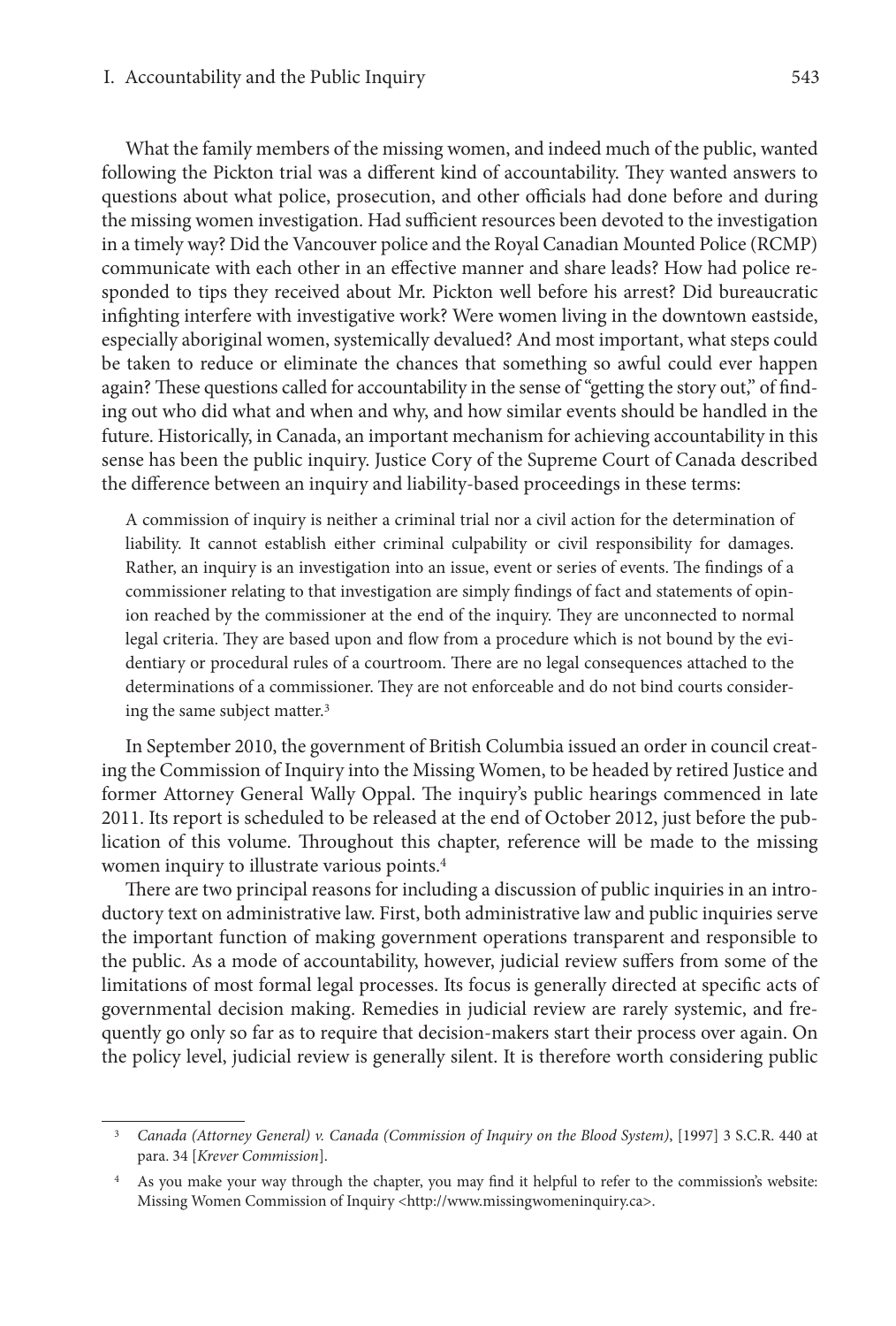What the family members of the missing women, and indeed much of the public, wanted following the Pickton trial was a different kind of accountability. They wanted answers to questions about what police, prosecution, and other officials had done before and during the missing women investigation. Had sufficient resources been devoted to the investigation in a timely way? Did the Vancouver police and the Royal Canadian Mounted Police (RCMP) communicate with each other in an effective manner and share leads? How had police responded to tips they received about Mr. Pickton well before his arrest? Did bureaucratic infighting interfere with investigative work? Were women living in the downtown eastside, especially aboriginal women, systemically devalued? And most important, what steps could be taken to reduce or eliminate the chances that something so awful could ever happen again? These questions called for accountability in the sense of "getting the story out," of finding out who did what and when and why, and how similar events should be handled in the future. Historically, in Canada, an important mechanism for achieving accountability in this sense has been the public inquiry. Justice Cory of the Supreme Court of Canada described the difference between an inquiry and liability-based proceedings in these terms:

> A commission of inquiry is neither a criminal trial nor a civil action for the determination of liability. It cannot establish either criminal culpability or civil responsibility for damages. Rather, an inquiry is an investigation into an issue, event or series of events. The findings of a commissioner relating to that investigation are simply findings of fact and statements of opinion reached by the commissioner at the end of the inquiry. They are unconnected to normal legal criteria. They are based upon and flow from a procedure which is not bound by the evidentiary or procedural rules of a courtroom. There are no legal consequences attached to the determinations of a commissioner. They are not enforceable and do not bind courts considering the same subject matter.[3]

In September 2010, the government of British Columbia issued an order in council creating the Commission of Inquiry into the Missing Women, to be headed by retired Justice and former Attorney General Wally Oppal. The inquiry's public hearings commenced in late 2011. Its report is scheduled to be released at the end of October 2012, just before the publication of this volume. Throughout this chapter, reference will be made to the missing women inquiry to illustrate various points.[4]

There are two principal reasons for including a discussion of public inquiries in an introductory text on administrative law. First, both administrative law and public inquiries serve the important function of making government operations transparent and responsible to the public. As a mode of accountability, however, judicial review suffers from some of the limitations of most formal legal processes. Its focus is generally directed at specific acts of governmental decision making. Remedies in judicial review are rarely systemic, and frequently go only so far as to require that decision-makers start their process over again. On the policy level, judicial review is generally silent. It is therefore worth considering public

---

[3] *Canada (Attorney General) v. Canada (Commission of Inquiry on the Blood System)*, [1997] 3 S.C.R. 440 at para. 34 [*Krever Commission*].

[4] As you make your way through the chapter, you may find it helpful to refer to the commission's website: Missing Women Commission of Inquiry <http://www.missingwomeninquiry.ca>.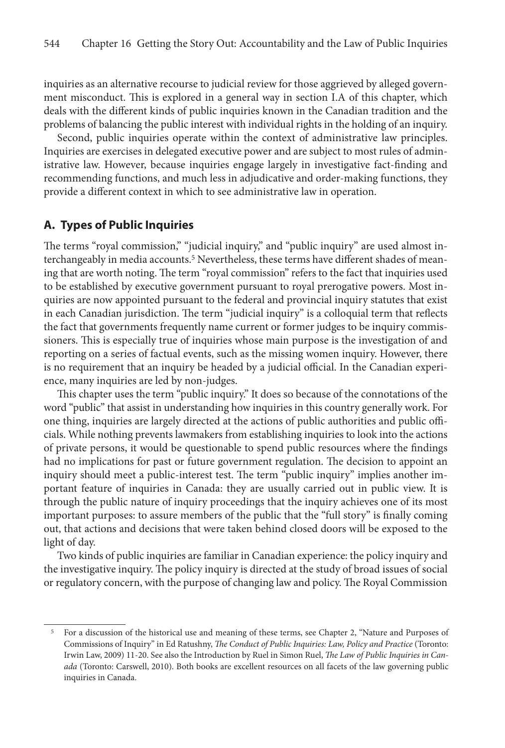inquiries as an alternative recourse to judicial review for those aggrieved by alleged government misconduct. This is explored in a general way in section I.A of this chapter, which deals with the different kinds of public inquiries known in the Canadian tradition and the problems of balancing the public interest with individual rights in the holding of an inquiry.

Second, public inquiries operate within the context of administrative law principles. Inquiries are exercises in delegated executive power and are subject to most rules of administrative law. However, because inquiries engage largely in investigative fact-finding and recommending functions, and much less in adjudicative and order-making functions, they provide a different context in which to see administrative law in operation.

## A. Types of Public Inquiries

The terms "royal commission," "judicial inquiry," and "public inquiry" are used almost interchangeably in media accounts.[5] Nevertheless, these terms have different shades of meaning that are worth noting. The term "royal commission" refers to the fact that inquiries used to be established by executive government pursuant to royal prerogative powers. Most inquiries are now appointed pursuant to the federal and provincial inquiry statutes that exist in each Canadian jurisdiction. The term "judicial inquiry" is a colloquial term that reflects the fact that governments frequently name current or former judges to be inquiry commissioners. This is especially true of inquiries whose main purpose is the investigation of and reporting on a series of factual events, such as the missing women inquiry. However, there is no requirement that an inquiry be headed by a judicial official. In the Canadian experience, many inquiries are led by non-judges.

This chapter uses the term "public inquiry." It does so because of the connotations of the word "public" that assist in understanding how inquiries in this country generally work. For one thing, inquiries are largely directed at the actions of public authorities and public officials. While nothing prevents lawmakers from establishing inquiries to look into the actions of private persons, it would be questionable to spend public resources where the findings had no implications for past or future government regulation. The decision to appoint an inquiry should meet a public-interest test. The term "public inquiry" implies another important feature of inquiries in Canada: they are usually carried out in public view. It is through the public nature of inquiry proceedings that the inquiry achieves one of its most important purposes: to assure members of the public that the "full story" is finally coming out, that actions and decisions that were taken behind closed doors will be exposed to the light of day.

Two kinds of public inquiries are familiar in Canadian experience: the policy inquiry and the investigative inquiry. The policy inquiry is directed at the study of broad issues of social or regulatory concern, with the purpose of changing law and policy. The Royal Commission

---

[5] For a discussion of the historical use and meaning of these terms, see Chapter 2, "Nature and Purposes of Commissions of Inquiry" in Ed Ratushny, *The Conduct of Public Inquiries: Law, Policy and Practice* (Toronto: Irwin Law, 2009) 11-20. See also the Introduction by Ruel in Simon Ruel, *The Law of Public Inquiries in Canada* (Toronto: Carswell, 2010). Both books are excellent resources on all facets of the law governing public inquiries in Canada.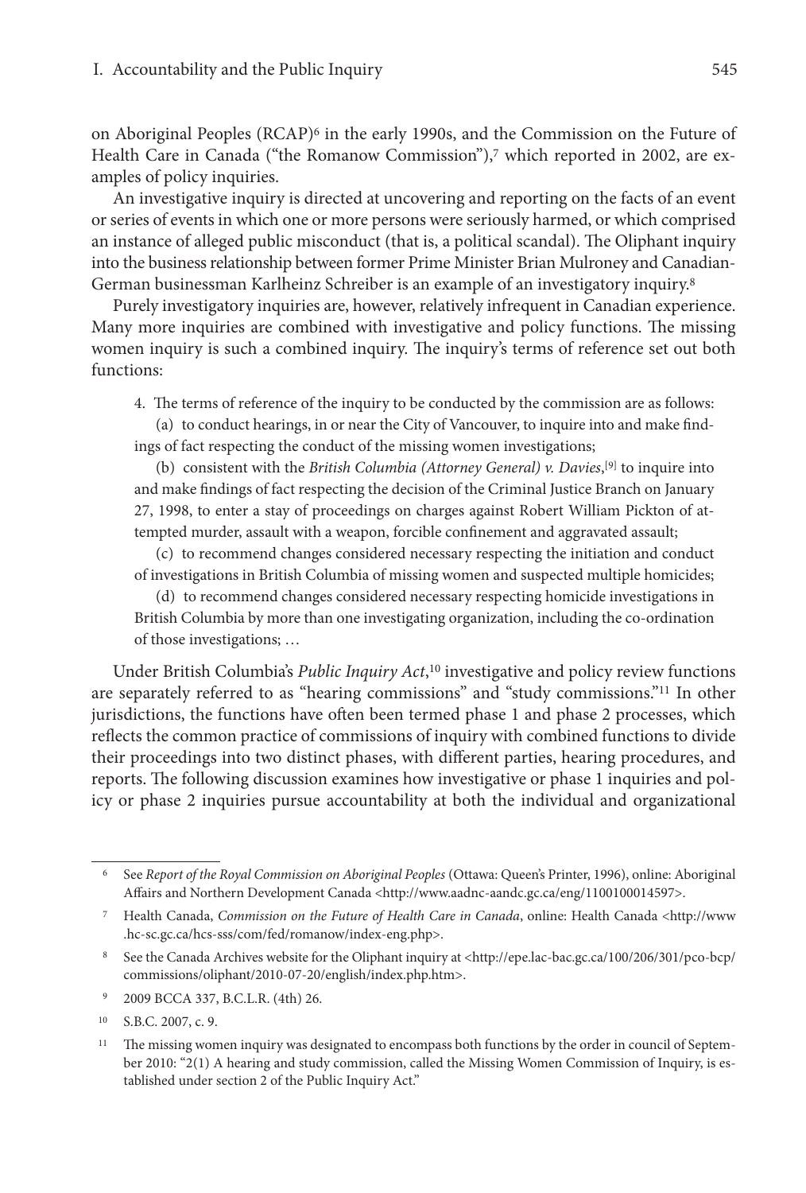on Aboriginal Peoples (RCAP)[6] in the early 1990s, and the Commission on the Future of Health Care in Canada ("the Romanow Commission"),[7] which reported in 2002, are examples of policy inquiries.

An investigative inquiry is directed at uncovering and reporting on the facts of an event or series of events in which one or more persons were seriously harmed, or which comprised an instance of alleged public misconduct (that is, a political scandal). The Oliphant inquiry into the business relationship between former Prime Minister Brian Mulroney and Canadian-German businessman Karlheinz Schreiber is an example of an investigatory inquiry.[8]

Purely investigatory inquiries are, however, relatively infrequent in Canadian experience. Many more inquiries are combined with investigative and policy functions. The missing women inquiry is such a combined inquiry. The inquiry's terms of reference set out both functions:

> 4. The terms of reference of the inquiry to be conducted by the commission are as follows:
>
> (a) to conduct hearings, in or near the City of Vancouver, to inquire into and make findings of fact respecting the conduct of the missing women investigations;
>
> (b) consistent with the *British Columbia (Attorney General) v. Davies*,[9] to inquire into and make findings of fact respecting the decision of the Criminal Justice Branch on January 27, 1998, to enter a stay of proceedings on charges against Robert William Pickton of attempted murder, assault with a weapon, forcible confinement and aggravated assault;
>
> (c) to recommend changes considered necessary respecting the initiation and conduct of investigations in British Columbia of missing women and suspected multiple homicides;
>
> (d) to recommend changes considered necessary respecting homicide investigations in British Columbia by more than one investigating organization, including the co-ordination of those investigations; …

Under British Columbia's *Public Inquiry Act*,[10] investigative and policy review functions are separately referred to as "hearing commissions" and "study commissions."[11] In other jurisdictions, the functions have often been termed phase 1 and phase 2 processes, which reflects the common practice of commissions of inquiry with combined functions to divide their proceedings into two distinct phases, with different parties, hearing procedures, and reports. The following discussion examines how investigative or phase 1 inquiries and policy or phase 2 inquiries pursue accountability at both the individual and organizational

---

[6] See *Report of the Royal Commission on Aboriginal Peoples* (Ottawa: Queen's Printer, 1996), online: Aboriginal Affairs and Northern Development Canada <http://www.aadnc-aandc.gc.ca/eng/1100100014597>.

[7] Health Canada, *Commission on the Future of Health Care in Canada*, online: Health Canada <http://www.hc-sc.gc.ca/hcs-sss/com/fed/romanow/index-eng.php>.

[8] See the Canada Archives website for the Oliphant inquiry at <http://epe.lac-bac.gc.ca/100/206/301/pco-bcp/commissions/oliphant/2010-07-20/english/index.php.htm>.

[9] 2009 BCCA 337, B.C.L.R. (4th) 26.

[10] S.B.C. 2007, c. 9.

[11] The missing women inquiry was designated to encompass both functions by the order in council of September 2010: "2(1) A hearing and study commission, called the Missing Women Commission of Inquiry, is established under section 2 of the Public Inquiry Act."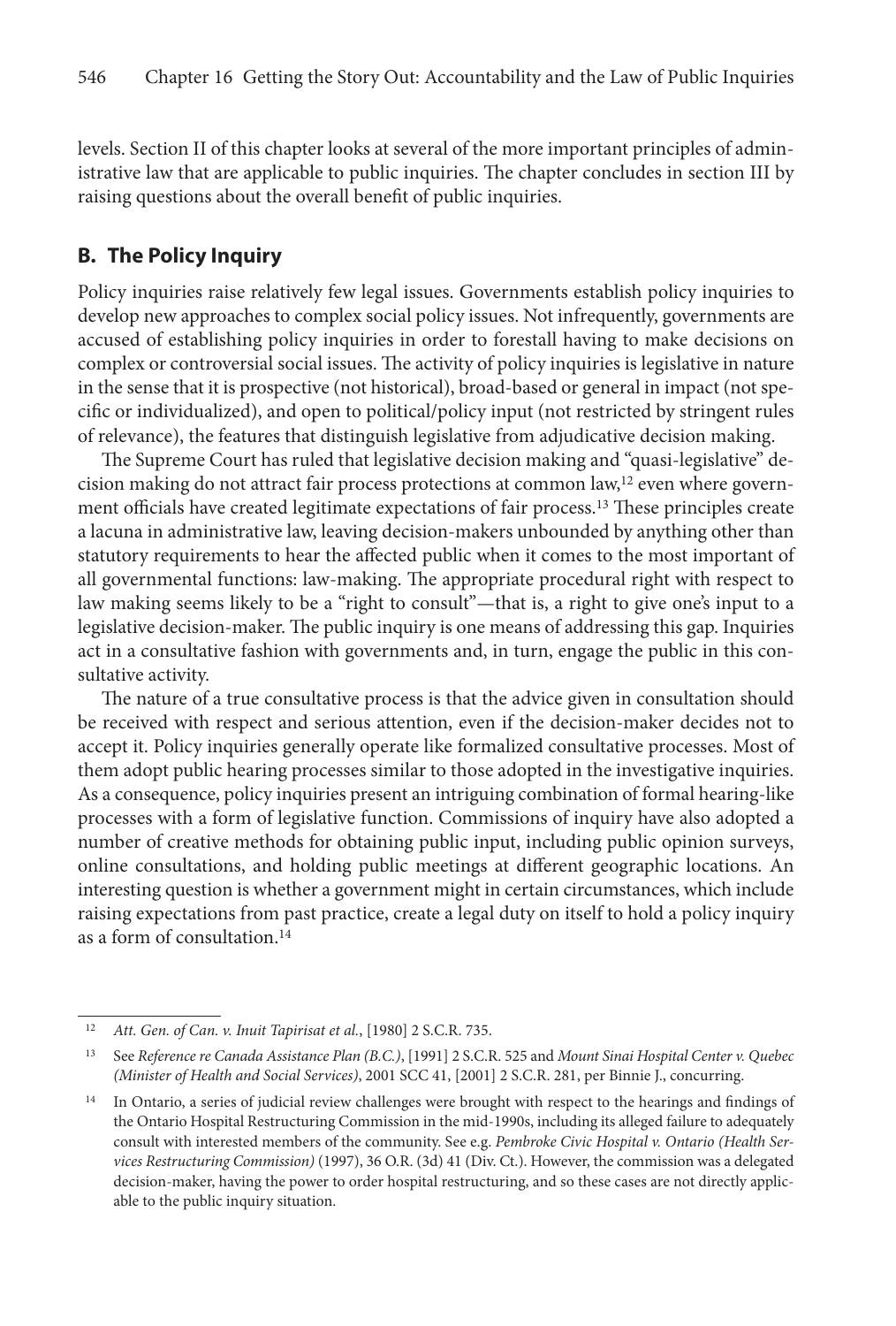levels. Section II of this chapter looks at several of the more important principles of administrative law that are applicable to public inquiries. The chapter concludes in section III by raising questions about the overall benefit of public inquiries.

## B. The Policy Inquiry

Policy inquiries raise relatively few legal issues. Governments establish policy inquiries to develop new approaches to complex social policy issues. Not infrequently, governments are accused of establishing policy inquiries in order to forestall having to make decisions on complex or controversial social issues. The activity of policy inquiries is legislative in nature in the sense that it is prospective (not historical), broad-based or general in impact (not specific or individualized), and open to political/policy input (not restricted by stringent rules of relevance), the features that distinguish legislative from adjudicative decision making.

The Supreme Court has ruled that legislative decision making and "quasi-legislative" decision making do not attract fair process protections at common law,[12] even where government officials have created legitimate expectations of fair process.[13] These principles create a lacuna in administrative law, leaving decision-makers unbounded by anything other than statutory requirements to hear the affected public when it comes to the most important of all governmental functions: law-making. The appropriate procedural right with respect to law making seems likely to be a "right to consult"—that is, a right to give one's input to a legislative decision-maker. The public inquiry is one means of addressing this gap. Inquiries act in a consultative fashion with governments and, in turn, engage the public in this consultative activity.

The nature of a true consultative process is that the advice given in consultation should be received with respect and serious attention, even if the decision-maker decides not to accept it. Policy inquiries generally operate like formalized consultative processes. Most of them adopt public hearing processes similar to those adopted in the investigative inquiries. As a consequence, policy inquiries present an intriguing combination of formal hearing-like processes with a form of legislative function. Commissions of inquiry have also adopted a number of creative methods for obtaining public input, including public opinion surveys, online consultations, and holding public meetings at different geographic locations. An interesting question is whether a government might in certain circumstances, which include raising expectations from past practice, create a legal duty on itself to hold a policy inquiry as a form of consultation.[14]

---

[12] *Att. Gen. of Can. v. Inuit Tapirisat et al.*, [1980] 2 S.C.R. 735.

[13] See *Reference re Canada Assistance Plan (B.C.)*, [1991] 2 S.C.R. 525 and *Mount Sinai Hospital Center v. Quebec (Minister of Health and Social Services)*, 2001 SCC 41, [2001] 2 S.C.R. 281, per Binnie J., concurring.

[14] In Ontario, a series of judicial review challenges were brought with respect to the hearings and findings of the Ontario Hospital Restructuring Commission in the mid-1990s, including its alleged failure to adequately consult with interested members of the community. See e.g. *Pembroke Civic Hospital v. Ontario (Health Services Restructuring Commission)* (1997), 36 O.R. (3d) 41 (Div. Ct.). However, the commission was a delegated decision-maker, having the power to order hospital restructuring, and so these cases are not directly applicable to the public inquiry situation.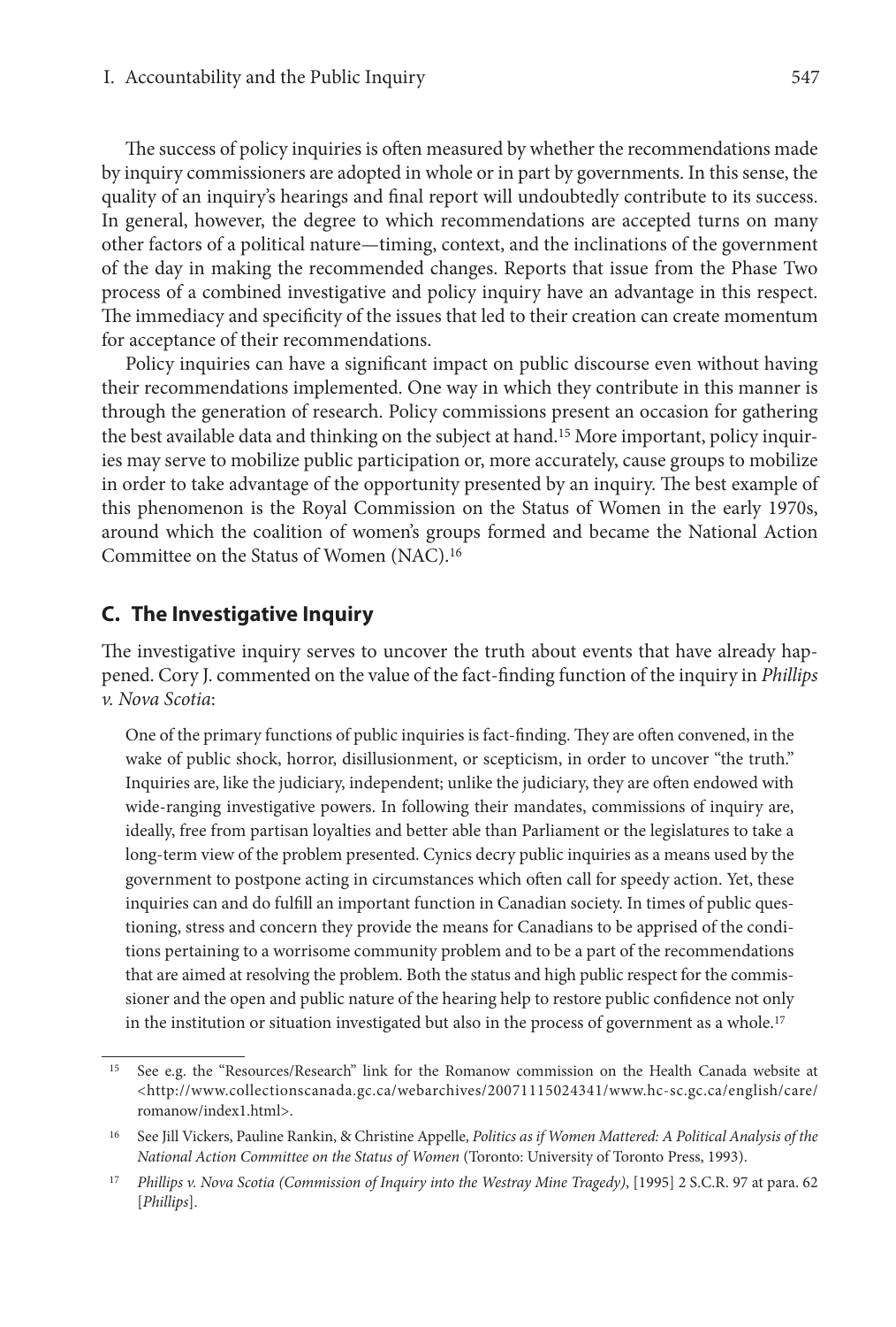The success of policy inquiries is often measured by whether the recommendations made by inquiry commissioners are adopted in whole or in part by governments. In this sense, the quality of an inquiry's hearings and final report will undoubtedly contribute to its success. In general, however, the degree to which recommendations are accepted turns on many other factors of a political nature—timing, context, and the inclinations of the government of the day in making the recommended changes. Reports that issue from the Phase Two process of a combined investigative and policy inquiry have an advantage in this respect. The immediacy and specificity of the issues that led to their creation can create momentum for acceptance of their recommendations.

Policy inquiries can have a significant impact on public discourse even without having their recommendations implemented. One way in which they contribute in this manner is through the generation of research. Policy commissions present an occasion for gathering the best available data and thinking on the subject at hand.[15] More important, policy inquiries may serve to mobilize public participation or, more accurately, cause groups to mobilize in order to take advantage of the opportunity presented by an inquiry. The best example of this phenomenon is the Royal Commission on the Status of Women in the early 1970s, around which the coalition of women's groups formed and became the National Action Committee on the Status of Women (NAC).[16]

## C. The Investigative Inquiry

The investigative inquiry serves to uncover the truth about events that have already happened. Cory J. commented on the value of the fact-finding function of the inquiry in *Phillips v. Nova Scotia*:

> One of the primary functions of public inquiries is fact-finding. They are often convened, in the wake of public shock, horror, disillusionment, or scepticism, in order to uncover "the truth." Inquiries are, like the judiciary, independent; unlike the judiciary, they are often endowed with wide-ranging investigative powers. In following their mandates, commissions of inquiry are, ideally, free from partisan loyalties and better able than Parliament or the legislatures to take a long-term view of the problem presented. Cynics decry public inquiries as a means used by the government to postpone acting in circumstances which often call for speedy action. Yet, these inquiries can and do fulfill an important function in Canadian society. In times of public questioning, stress and concern they provide the means for Canadians to be apprised of the conditions pertaining to a worrisome community problem and to be a part of the recommendations that are aimed at resolving the problem. Both the status and high public respect for the commissioner and the open and public nature of the hearing help to restore public confidence not only in the institution or situation investigated but also in the process of government as a whole.[17]

---

[15] See e.g. the "Resources/Research" link for the Romanow commission on the Health Canada website at <http://www.collectionscanada.gc.ca/webarchives/20071115024341/www.hc-sc.gc.ca/english/care/romanow/index1.html>.

[16] See Jill Vickers, Pauline Rankin, & Christine Appelle, *Politics as if Women Mattered: A Political Analysis of the National Action Committee on the Status of Women* (Toronto: University of Toronto Press, 1993).

[17] *Phillips v. Nova Scotia (Commission of Inquiry into the Westray Mine Tragedy)*, [1995] 2 S.C.R. 97 at para. 62 [*Phillips*].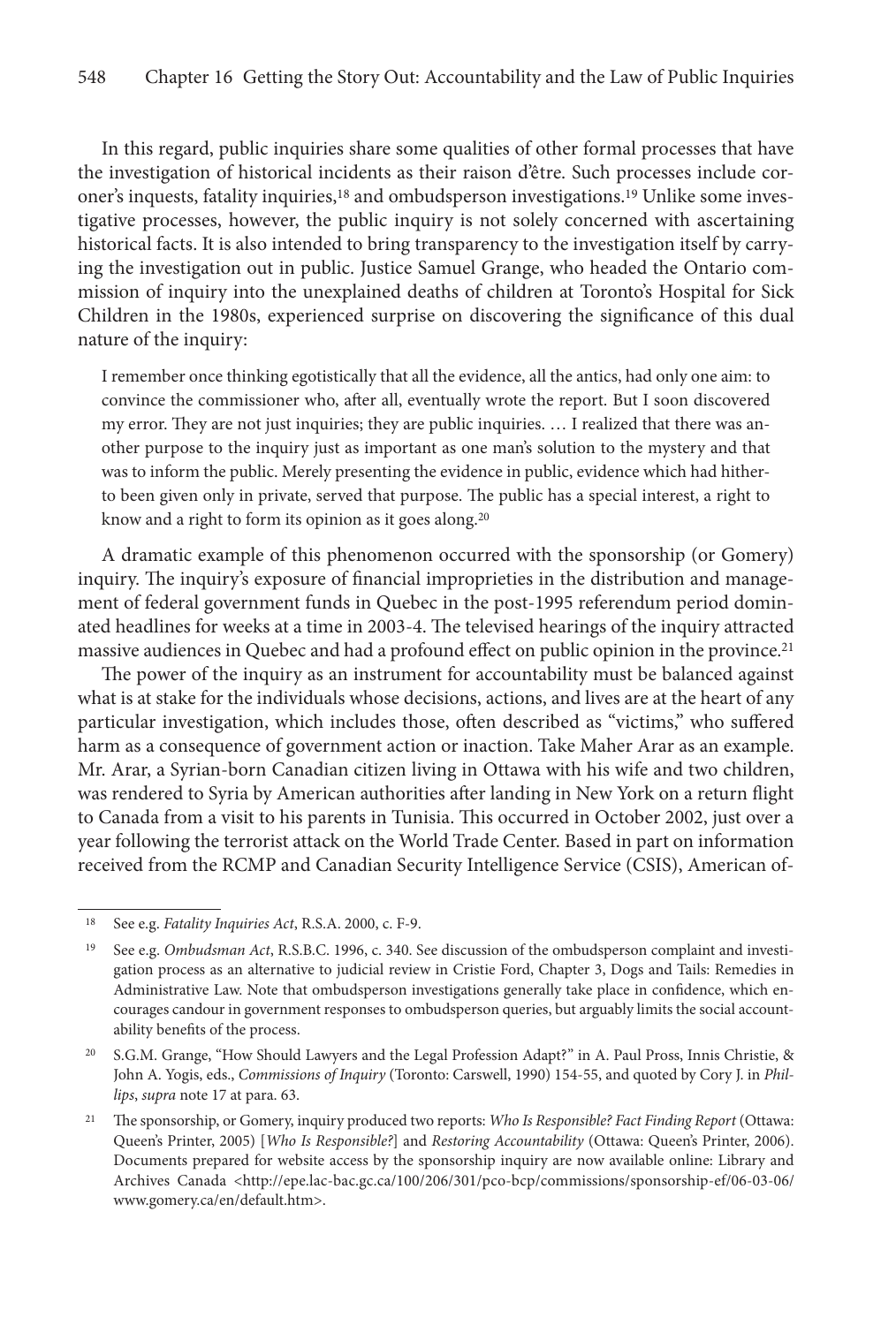In this regard, public inquiries share some qualities of other formal processes that have the investigation of historical incidents as their raison d'être. Such processes include coroner's inquests, fatality inquiries,[18] and ombudsperson investigations.[19] Unlike some investigative processes, however, the public inquiry is not solely concerned with ascertaining historical facts. It is also intended to bring transparency to the investigation itself by carrying the investigation out in public. Justice Samuel Grange, who headed the Ontario commission of inquiry into the unexplained deaths of children at Toronto's Hospital for Sick Children in the 1980s, experienced surprise on discovering the significance of this dual nature of the inquiry:

> I remember once thinking egotistically that all the evidence, all the antics, had only one aim: to convince the commissioner who, after all, eventually wrote the report. But I soon discovered my error. They are not just inquiries; they are public inquiries. … I realized that there was another purpose to the inquiry just as important as one man's solution to the mystery and that was to inform the public. Merely presenting the evidence in public, evidence which had hitherto been given only in private, served that purpose. The public has a special interest, a right to know and a right to form its opinion as it goes along.[20]

A dramatic example of this phenomenon occurred with the sponsorship (or Gomery) inquiry. The inquiry's exposure of financial improprieties in the distribution and management of federal government funds in Quebec in the post-1995 referendum period dominated headlines for weeks at a time in 2003-4. The televised hearings of the inquiry attracted massive audiences in Quebec and had a profound effect on public opinion in the province.[21]

The power of the inquiry as an instrument for accountability must be balanced against what is at stake for the individuals whose decisions, actions, and lives are at the heart of any particular investigation, which includes those, often described as "victims," who suffered harm as a consequence of government action or inaction. Take Maher Arar as an example. Mr. Arar, a Syrian-born Canadian citizen living in Ottawa with his wife and two children, was rendered to Syria by American authorities after landing in New York on a return flight to Canada from a visit to his parents in Tunisia. This occurred in October 2002, just over a year following the terrorist attack on the World Trade Center. Based in part on information received from the RCMP and Canadian Security Intelligence Service (CSIS), American of-

---

[18] See e.g. *Fatality Inquiries Act*, R.S.A. 2000, c. F-9.

[19] See e.g. *Ombudsman Act*, R.S.B.C. 1996, c. 340. See discussion of the ombudsperson complaint and investigation process as an alternative to judicial review in Cristie Ford, Chapter 3, Dogs and Tails: Remedies in Administrative Law. Note that ombudsperson investigations generally take place in confidence, which encourages candour in government responses to ombudsperson queries, but arguably limits the social accountability benefits of the process.

[20] S.G.M. Grange, "How Should Lawyers and the Legal Profession Adapt?" in A. Paul Pross, Innis Christie, & John A. Yogis, eds., *Commissions of Inquiry* (Toronto: Carswell, 1990) 154-55, and quoted by Cory J. in *Phillips*, *supra* note 17 at para. 63.

[21] The sponsorship, or Gomery, inquiry produced two reports: *Who Is Responsible? Fact Finding Report* (Ottawa: Queen's Printer, 2005) [*Who Is Responsible?*] and *Restoring Accountability* (Ottawa: Queen's Printer, 2006). Documents prepared for website access by the sponsorship inquiry are now available online: Library and Archives Canada <http://epe.lac-bac.gc.ca/100/206/301/pco-bcp/commissions/sponsorship-ef/06-03-06/www.gomery.ca/en/default.htm>.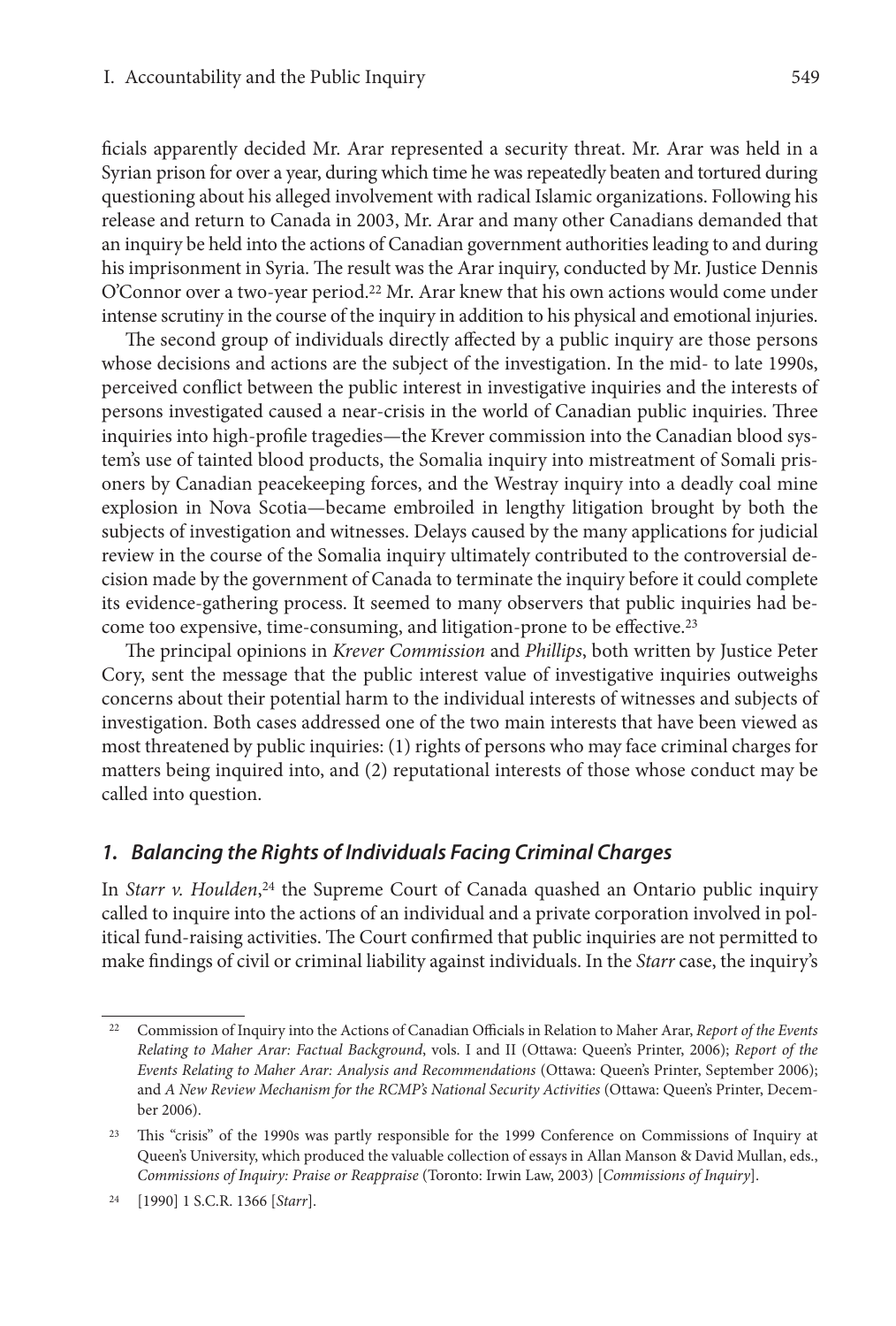ficials apparently decided Mr. Arar represented a security threat. Mr. Arar was held in a Syrian prison for over a year, during which time he was repeatedly beaten and tortured during questioning about his alleged involvement with radical Islamic organizations. Following his release and return to Canada in 2003, Mr. Arar and many other Canadians demanded that an inquiry be held into the actions of Canadian government authorities leading to and during his imprisonment in Syria. The result was the Arar inquiry, conducted by Mr. Justice Dennis O'Connor over a two-year period.[22] Mr. Arar knew that his own actions would come under intense scrutiny in the course of the inquiry in addition to his physical and emotional injuries.

The second group of individuals directly affected by a public inquiry are those persons whose decisions and actions are the subject of the investigation. In the mid- to late 1990s, perceived conflict between the public interest in investigative inquiries and the interests of persons investigated caused a near-crisis in the world of Canadian public inquiries. Three inquiries into high-profile tragedies—the Krever commission into the Canadian blood system's use of tainted blood products, the Somalia inquiry into mistreatment of Somali prisoners by Canadian peacekeeping forces, and the Westray inquiry into a deadly coal mine explosion in Nova Scotia—became embroiled in lengthy litigation brought by both the subjects of investigation and witnesses. Delays caused by the many applications for judicial review in the course of the Somalia inquiry ultimately contributed to the controversial decision made by the government of Canada to terminate the inquiry before it could complete its evidence-gathering process. It seemed to many observers that public inquiries had become too expensive, time-consuming, and litigation-prone to be effective.[23]

The principal opinions in *Krever Commission* and *Phillips*, both written by Justice Peter Cory, sent the message that the public interest value of investigative inquiries outweighs concerns about their potential harm to the individual interests of witnesses and subjects of investigation. Both cases addressed one of the two main interests that have been viewed as most threatened by public inquiries: (1) rights of persons who may face criminal charges for matters being inquired into, and (2) reputational interests of those whose conduct may be called into question.

### *1. Balancing the Rights of Individuals Facing Criminal Charges*

In *Starr v. Houlden*,[24] the Supreme Court of Canada quashed an Ontario public inquiry called to inquire into the actions of an individual and a private corporation involved in political fund-raising activities. The Court confirmed that public inquiries are not permitted to make findings of civil or criminal liability against individuals. In the *Starr* case, the inquiry's

---

[22] Commission of Inquiry into the Actions of Canadian Officials in Relation to Maher Arar, *Report of the Events Relating to Maher Arar: Factual Background*, vols. I and II (Ottawa: Queen's Printer, 2006); *Report of the Events Relating to Maher Arar: Analysis and Recommendations* (Ottawa: Queen's Printer, September 2006); and *A New Review Mechanism for the RCMP's National Security Activities* (Ottawa: Queen's Printer, December 2006).

[23] This "crisis" of the 1990s was partly responsible for the 1999 Conference on Commissions of Inquiry at Queen's University, which produced the valuable collection of essays in Allan Manson & David Mullan, eds., *Commissions of Inquiry: Praise or Reappraise* (Toronto: Irwin Law, 2003) [*Commissions of Inquiry*].

[24] [1990] 1 S.C.R. 1366 [*Starr*].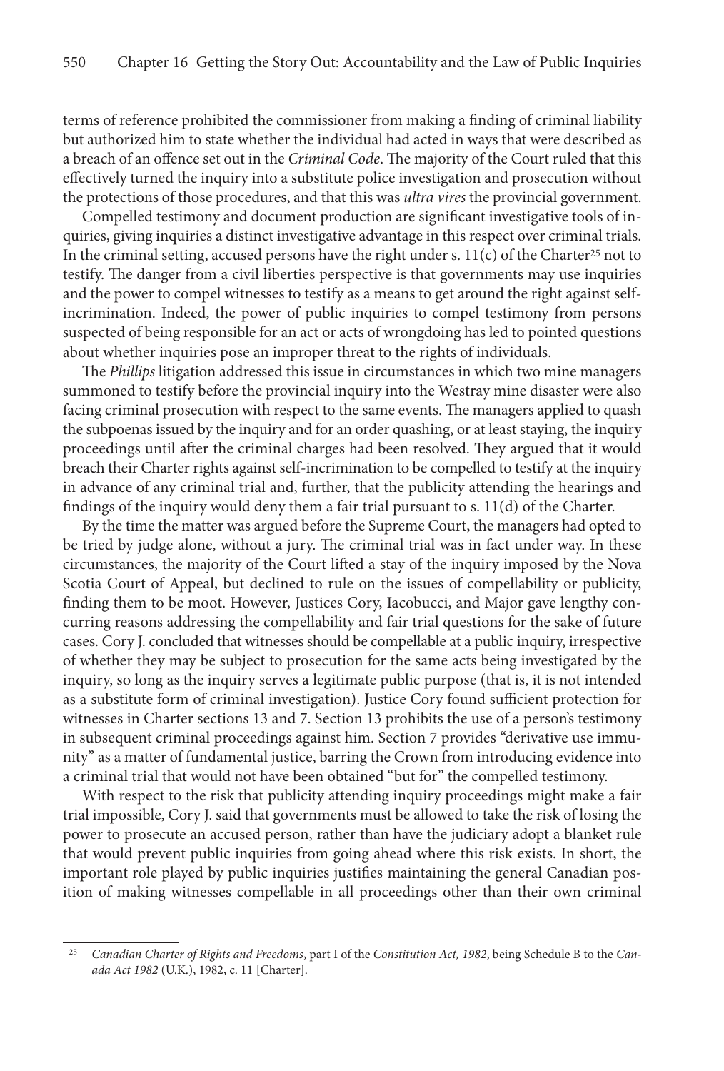terms of reference prohibited the commissioner from making a finding of criminal liability but authorized him to state whether the individual had acted in ways that were described as a breach of an offence set out in the *Criminal Code*. The majority of the Court ruled that this effectively turned the inquiry into a substitute police investigation and prosecution without the protections of those procedures, and that this was *ultra vires* the provincial government.

Compelled testimony and document production are significant investigative tools of inquiries, giving inquiries a distinct investigative advantage in this respect over criminal trials. In the criminal setting, accused persons have the right under s. 11(c) of the Charter[25] not to testify. The danger from a civil liberties perspective is that governments may use inquiries and the power to compel witnesses to testify as a means to get around the right against self-incrimination. Indeed, the power of public inquiries to compel testimony from persons suspected of being responsible for an act or acts of wrongdoing has led to pointed questions about whether inquiries pose an improper threat to the rights of individuals.

The *Phillips* litigation addressed this issue in circumstances in which two mine managers summoned to testify before the provincial inquiry into the Westray mine disaster were also facing criminal prosecution with respect to the same events. The managers applied to quash the subpoenas issued by the inquiry and for an order quashing, or at least staying, the inquiry proceedings until after the criminal charges had been resolved. They argued that it would breach their Charter rights against self-incrimination to be compelled to testify at the inquiry in advance of any criminal trial and, further, that the publicity attending the hearings and findings of the inquiry would deny them a fair trial pursuant to s. 11(d) of the Charter.

By the time the matter was argued before the Supreme Court, the managers had opted to be tried by judge alone, without a jury. The criminal trial was in fact under way. In these circumstances, the majority of the Court lifted a stay of the inquiry imposed by the Nova Scotia Court of Appeal, but declined to rule on the issues of compellability or publicity, finding them to be moot. However, Justices Cory, Iacobucci, and Major gave lengthy concurring reasons addressing the compellability and fair trial questions for the sake of future cases. Cory J. concluded that witnesses should be compellable at a public inquiry, irrespective of whether they may be subject to prosecution for the same acts being investigated by the inquiry, so long as the inquiry serves a legitimate public purpose (that is, it is not intended as a substitute form of criminal investigation). Justice Cory found sufficient protection for witnesses in Charter sections 13 and 7. Section 13 prohibits the use of a person's testimony in subsequent criminal proceedings against him. Section 7 provides "derivative use immunity" as a matter of fundamental justice, barring the Crown from introducing evidence into a criminal trial that would not have been obtained "but for" the compelled testimony.

With respect to the risk that publicity attending inquiry proceedings might make a fair trial impossible, Cory J. said that governments must be allowed to take the risk of losing the power to prosecute an accused person, rather than have the judiciary adopt a blanket rule that would prevent public inquiries from going ahead where this risk exists. In short, the important role played by public inquiries justifies maintaining the general Canadian position of making witnesses compellable in all proceedings other than their own criminal

---

[25] *Canadian Charter of Rights and Freedoms*, part I of the *Constitution Act, 1982*, being Schedule B to the *Canada Act 1982* (U.K.), 1982, c. 11 [Charter].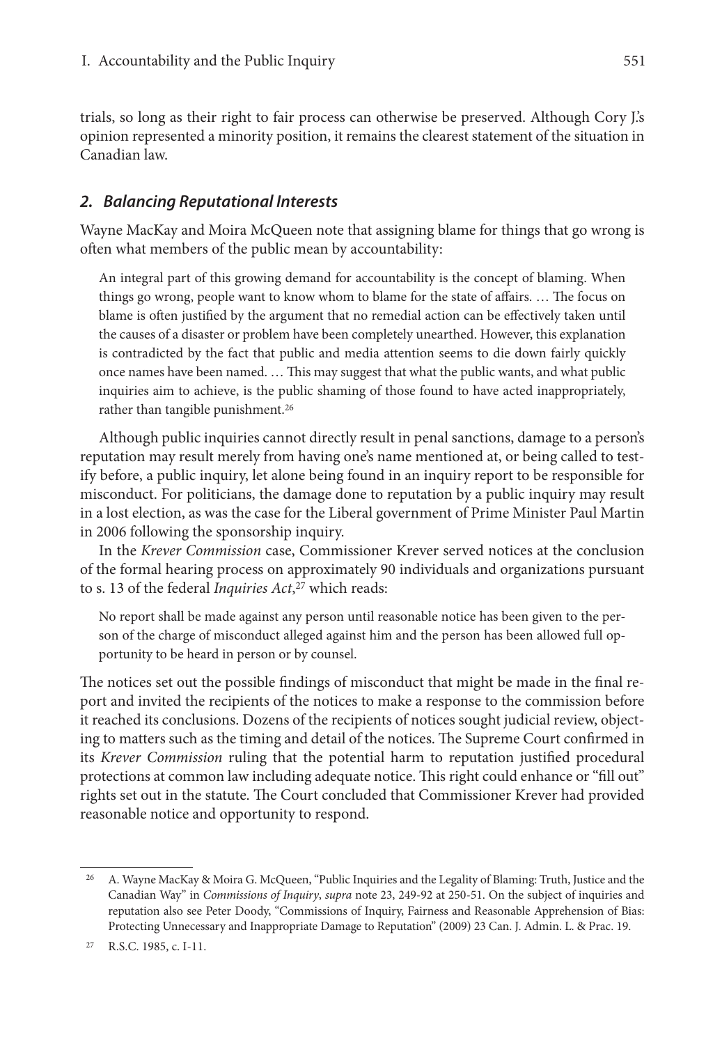trials, so long as their right to fair process can otherwise be preserved. Although Cory J.'s opinion represented a minority position, it remains the clearest statement of the situation in Canadian law.

### *2. Balancing Reputational Interests*

Wayne MacKay and Moira McQueen note that assigning blame for things that go wrong is often what members of the public mean by accountability:

> An integral part of this growing demand for accountability is the concept of blaming. When things go wrong, people want to know whom to blame for the state of affairs. … The focus on blame is often justified by the argument that no remedial action can be effectively taken until the causes of a disaster or problem have been completely unearthed. However, this explanation is contradicted by the fact that public and media attention seems to die down fairly quickly once names have been named. … This may suggest that what the public wants, and what public inquiries aim to achieve, is the public shaming of those found to have acted inappropriately, rather than tangible punishment.[26]

Although public inquiries cannot directly result in penal sanctions, damage to a person's reputation may result merely from having one's name mentioned at, or being called to testify before, a public inquiry, let alone being found in an inquiry report to be responsible for misconduct. For politicians, the damage done to reputation by a public inquiry may result in a lost election, as was the case for the Liberal government of Prime Minister Paul Martin in 2006 following the sponsorship inquiry.

In the *Krever Commission* case, Commissioner Krever served notices at the conclusion of the formal hearing process on approximately 90 individuals and organizations pursuant to s. 13 of the federal *Inquiries Act*,[27] which reads:

> No report shall be made against any person until reasonable notice has been given to the person of the charge of misconduct alleged against him and the person has been allowed full opportunity to be heard in person or by counsel.

The notices set out the possible findings of misconduct that might be made in the final report and invited the recipients of the notices to make a response to the commission before it reached its conclusions. Dozens of the recipients of notices sought judicial review, objecting to matters such as the timing and detail of the notices. The Supreme Court confirmed in its *Krever Commission* ruling that the potential harm to reputation justified procedural protections at common law including adequate notice. This right could enhance or "fill out" rights set out in the statute. The Court concluded that Commissioner Krever had provided reasonable notice and opportunity to respond.

---

[26] A. Wayne MacKay & Moira G. McQueen, "Public Inquiries and the Legality of Blaming: Truth, Justice and the Canadian Way" in *Commissions of Inquiry*, *supra* note 23, 249-92 at 250-51. On the subject of inquiries and reputation also see Peter Doody, "Commissions of Inquiry, Fairness and Reasonable Apprehension of Bias: Protecting Unnecessary and Inappropriate Damage to Reputation" (2009) 23 Can. J. Admin. L. & Prac. 19.

[27] R.S.C. 1985, c. I-11.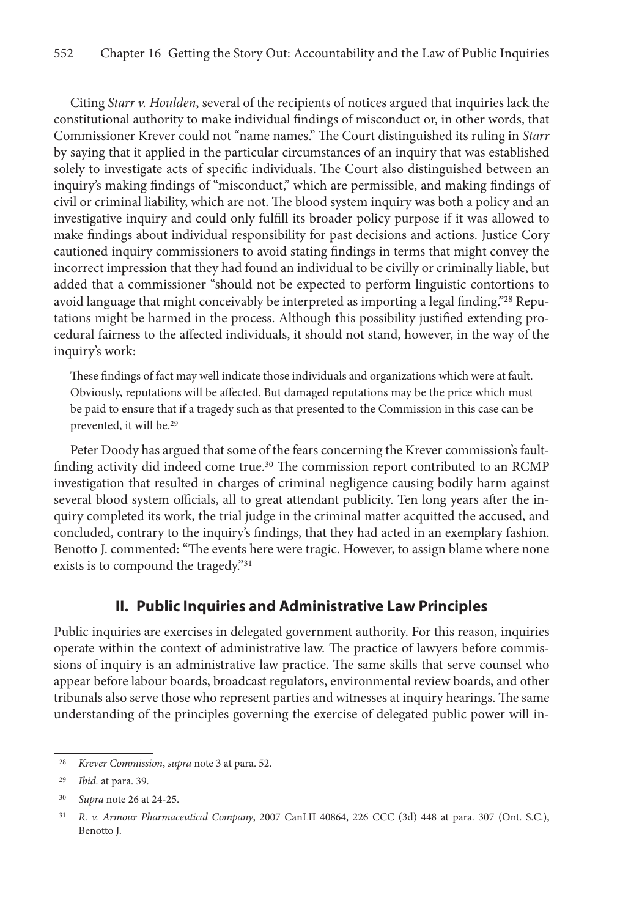Citing *Starr v. Houlden*, several of the recipients of notices argued that inquiries lack the constitutional authority to make individual findings of misconduct or, in other words, that Commissioner Krever could not "name names." The Court distinguished its ruling in *Starr* by saying that it applied in the particular circumstances of an inquiry that was established solely to investigate acts of specific individuals. The Court also distinguished between an inquiry's making findings of "misconduct," which are permissible, and making findings of civil or criminal liability, which are not. The blood system inquiry was both a policy and an investigative inquiry and could only fulfill its broader policy purpose if it was allowed to make findings about individual responsibility for past decisions and actions. Justice Cory cautioned inquiry commissioners to avoid stating findings in terms that might convey the incorrect impression that they had found an individual to be civilly or criminally liable, but added that a commissioner "should not be expected to perform linguistic contortions to avoid language that might conceivably be interpreted as importing a legal finding."[28] Reputations might be harmed in the process. Although this possibility justified extending procedural fairness to the affected individuals, it should not stand, however, in the way of the inquiry's work:

> These findings of fact may well indicate those individuals and organizations which were at fault. Obviously, reputations will be affected. But damaged reputations may be the price which must be paid to ensure that if a tragedy such as that presented to the Commission in this case can be prevented, it will be.[29]

Peter Doody has argued that some of the fears concerning the Krever commission's fault-finding activity did indeed come true.[30] The commission report contributed to an RCMP investigation that resulted in charges of criminal negligence causing bodily harm against several blood system officials, all to great attendant publicity. Ten long years after the inquiry completed its work, the trial judge in the criminal matter acquitted the accused, and concluded, contrary to the inquiry's findings, that they had acted in an exemplary fashion. Benotto J. commented: "The events here were tragic. However, to assign blame where none exists is to compound the tragedy."[31]

## II. Public Inquiries and Administrative Law Principles

Public inquiries are exercises in delegated government authority. For this reason, inquiries operate within the context of administrative law. The practice of lawyers before commissions of inquiry is an administrative law practice. The same skills that serve counsel who appear before labour boards, broadcast regulators, environmental review boards, and other tribunals also serve those who represent parties and witnesses at inquiry hearings. The same understanding of the principles governing the exercise of delegated public power will in-

---

[28] *Krever Commission*, *supra* note 3 at para. 52.

[29] *Ibid.* at para. 39.

[30] *Supra* note 26 at 24-25.

[31] *R. v. Armour Pharmaceutical Company*, 2007 CanLII 40864, 226 CCC (3d) 448 at para. 307 (Ont. S.C.), Benotto J.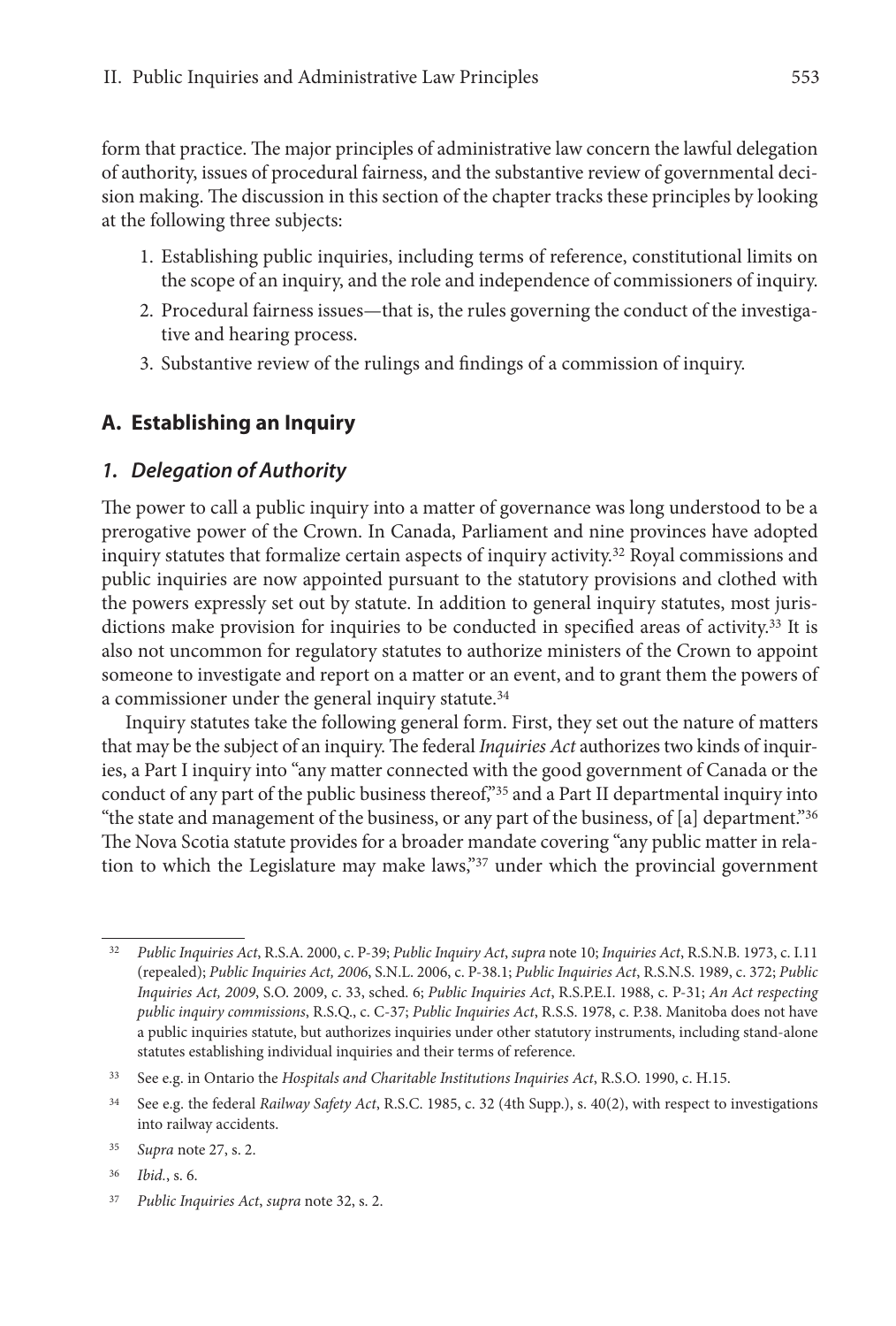form that practice. The major principles of administrative law concern the lawful delegation of authority, issues of procedural fairness, and the substantive review of governmental decision making. The discussion in this section of the chapter tracks these principles by looking at the following three subjects:

1. Establishing public inquiries, including terms of reference, constitutional limits on the scope of an inquiry, and the role and independence of commissioners of inquiry.
2. Procedural fairness issues—that is, the rules governing the conduct of the investigative and hearing process.
3. Substantive review of the rulings and findings of a commission of inquiry.

## A. Establishing an Inquiry

### *1. Delegation of Authority*

The power to call a public inquiry into a matter of governance was long understood to be a prerogative power of the Crown. In Canada, Parliament and nine provinces have adopted inquiry statutes that formalize certain aspects of inquiry activity.[32] Royal commissions and public inquiries are now appointed pursuant to the statutory provisions and clothed with the powers expressly set out by statute. In addition to general inquiry statutes, most jurisdictions make provision for inquiries to be conducted in specified areas of activity.[33] It is also not uncommon for regulatory statutes to authorize ministers of the Crown to appoint someone to investigate and report on a matter or an event, and to grant them the powers of a commissioner under the general inquiry statute.[34]

Inquiry statutes take the following general form. First, they set out the nature of matters that may be the subject of an inquiry. The federal *Inquiries Act* authorizes two kinds of inquiries, a Part I inquiry into "any matter connected with the good government of Canada or the conduct of any part of the public business thereof,"[35] and a Part II departmental inquiry into "the state and management of the business, or any part of the business, of [a] department."[36] The Nova Scotia statute provides for a broader mandate covering "any public matter in relation to which the Legislature may make laws,"[37] under which the provincial government

---

[32] *Public Inquiries Act*, R.S.A. 2000, c. P-39; *Public Inquiry Act*, *supra* note 10; *Inquiries Act*, R.S.N.B. 1973, c. I.11 (repealed); *Public Inquiries Act, 2006*, S.N.L. 2006, c. P-38.1; *Public Inquiries Act*, R.S.N.S. 1989, c. 372; *Public Inquiries Act, 2009*, S.O. 2009, c. 33, sched. 6; *Public Inquiries Act*, R.S.P.E.I. 1988, c. P-31; *An Act respecting public inquiry commissions*, R.S.Q., c. C-37; *Public Inquiries Act*, R.S.S. 1978, c. P.38. Manitoba does not have a public inquiries statute, but authorizes inquiries under other statutory instruments, including stand-alone statutes establishing individual inquiries and their terms of reference.

[33] See e.g. in Ontario the *Hospitals and Charitable Institutions Inquiries Act*, R.S.O. 1990, c. H.15.

[34] See e.g. the federal *Railway Safety Act*, R.S.C. 1985, c. 32 (4th Supp.), s. 40(2), with respect to investigations into railway accidents.

[35] *Supra* note 27, s. 2.

[36] *Ibid.*, s. 6.

[37] *Public Inquiries Act*, *supra* note 32, s. 2.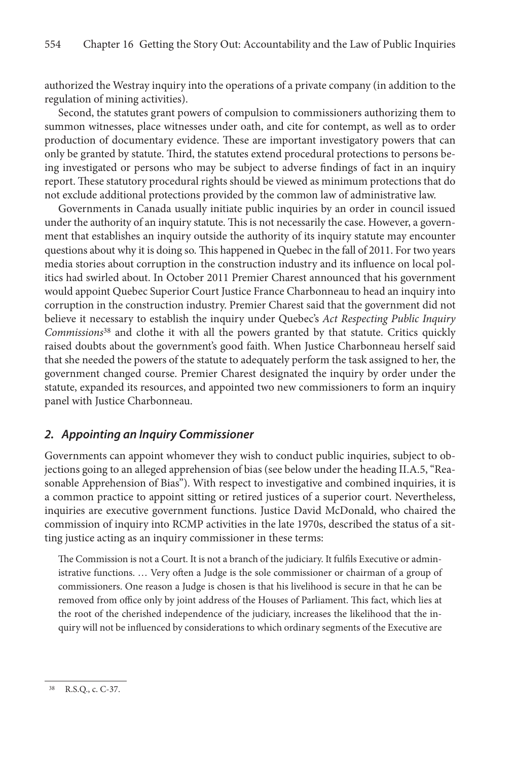authorized the Westray inquiry into the operations of a private company (in addition to the regulation of mining activities).

Second, the statutes grant powers of compulsion to commissioners authorizing them to summon witnesses, place witnesses under oath, and cite for contempt, as well as to order production of documentary evidence. These are important investigatory powers that can only be granted by statute. Third, the statutes extend procedural protections to persons being investigated or persons who may be subject to adverse findings of fact in an inquiry report. These statutory procedural rights should be viewed as minimum protections that do not exclude additional protections provided by the common law of administrative law.

Governments in Canada usually initiate public inquiries by an order in council issued under the authority of an inquiry statute. This is not necessarily the case. However, a government that establishes an inquiry outside the authority of its inquiry statute may encounter questions about why it is doing so. This happened in Quebec in the fall of 2011. For two years media stories about corruption in the construction industry and its influence on local politics had swirled about. In October 2011 Premier Charest announced that his government would appoint Quebec Superior Court Justice France Charbonneau to head an inquiry into corruption in the construction industry. Premier Charest said that the government did not believe it necessary to establish the inquiry under Quebec's *Act Respecting Public Inquiry Commissions*[38] and clothe it with all the powers granted by that statute. Critics quickly raised doubts about the government's good faith. When Justice Charbonneau herself said that she needed the powers of the statute to adequately perform the task assigned to her, the government changed course. Premier Charest designated the inquiry by order under the statute, expanded its resources, and appointed two new commissioners to form an inquiry panel with Justice Charbonneau.

## *2. Appointing an Inquiry Commissioner*

Governments can appoint whomever they wish to conduct public inquiries, subject to objections going to an alleged apprehension of bias (see below under the heading II.A.5, "Reasonable Apprehension of Bias"). With respect to investigative and combined inquiries, it is a common practice to appoint sitting or retired justices of a superior court. Nevertheless, inquiries are executive government functions. Justice David McDonald, who chaired the commission of inquiry into RCMP activities in the late 1970s, described the status of a sitting justice acting as an inquiry commissioner in these terms:

> The Commission is not a Court. It is not a branch of the judiciary. It fulfils Executive or administrative functions. … Very often a Judge is the sole commissioner or chairman of a group of commissioners. One reason a Judge is chosen is that his livelihood is secure in that he can be removed from office only by joint address of the Houses of Parliament. This fact, which lies at the root of the cherished independence of the judiciary, increases the likelihood that the inquiry will not be influenced by considerations to which ordinary segments of the Executive are

---

[38] R.S.Q., c. C-37.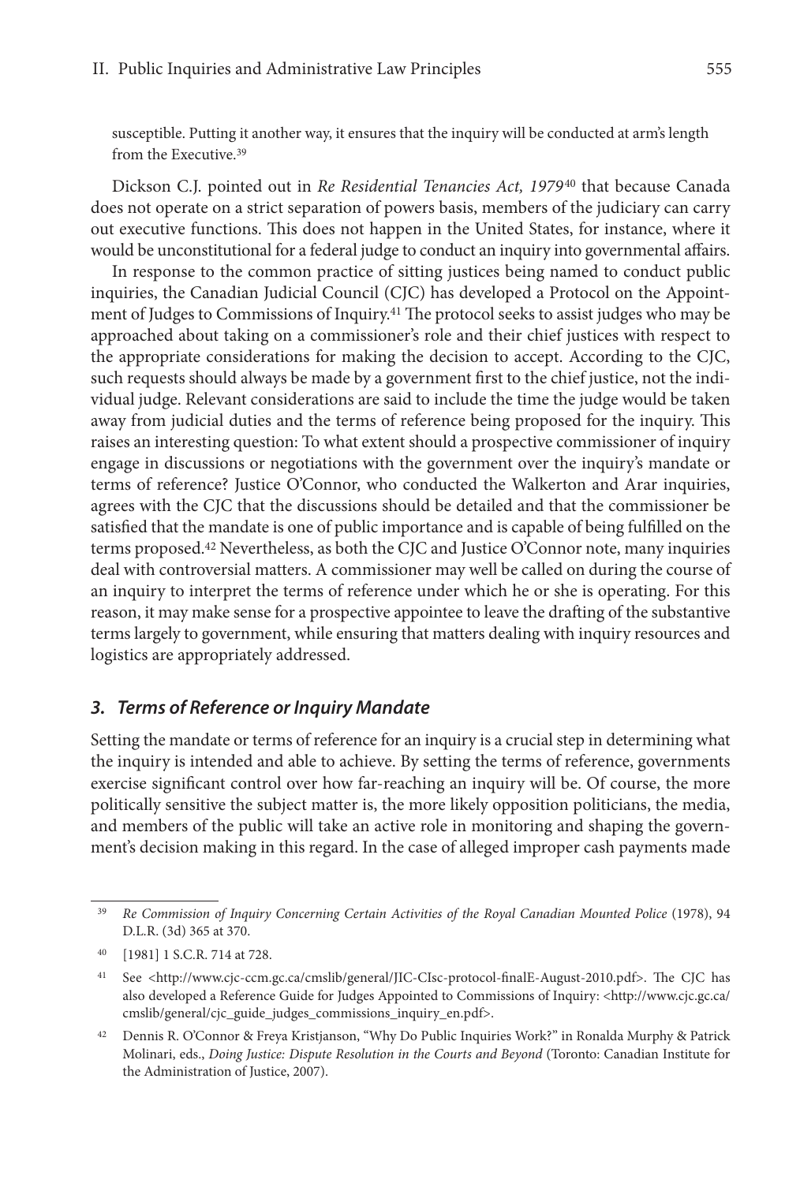susceptible. Putting it another way, it ensures that the inquiry will be conducted at arm's length from the Executive.[39]

Dickson C.J. pointed out in *Re Residential Tenancies Act, 1979*[40] that because Canada does not operate on a strict separation of powers basis, members of the judiciary can carry out executive functions. This does not happen in the United States, for instance, where it would be unconstitutional for a federal judge to conduct an inquiry into governmental affairs.

In response to the common practice of sitting justices being named to conduct public inquiries, the Canadian Judicial Council (CJC) has developed a Protocol on the Appointment of Judges to Commissions of Inquiry.[41] The protocol seeks to assist judges who may be approached about taking on a commissioner's role and their chief justices with respect to the appropriate considerations for making the decision to accept. According to the CJC, such requests should always be made by a government first to the chief justice, not the individual judge. Relevant considerations are said to include the time the judge would be taken away from judicial duties and the terms of reference being proposed for the inquiry. This raises an interesting question: To what extent should a prospective commissioner of inquiry engage in discussions or negotiations with the government over the inquiry's mandate or terms of reference? Justice O'Connor, who conducted the Walkerton and Arar inquiries, agrees with the CJC that the discussions should be detailed and that the commissioner be satisfied that the mandate is one of public importance and is capable of being fulfilled on the terms proposed.[42] Nevertheless, as both the CJC and Justice O'Connor note, many inquiries deal with controversial matters. A commissioner may well be called on during the course of an inquiry to interpret the terms of reference under which he or she is operating. For this reason, it may make sense for a prospective appointee to leave the drafting of the substantive terms largely to government, while ensuring that matters dealing with inquiry resources and logistics are appropriately addressed.

### *3. Terms of Reference or Inquiry Mandate*

Setting the mandate or terms of reference for an inquiry is a crucial step in determining what the inquiry is intended and able to achieve. By setting the terms of reference, governments exercise significant control over how far-reaching an inquiry will be. Of course, the more politically sensitive the subject matter is, the more likely opposition politicians, the media, and members of the public will take an active role in monitoring and shaping the government's decision making in this regard. In the case of alleged improper cash payments made

---

[39] *Re Commission of Inquiry Concerning Certain Activities of the Royal Canadian Mounted Police* (1978), 94 D.L.R. (3d) 365 at 370.

[40] [1981] 1 S.C.R. 714 at 728.

[41] See <http://www.cjc-ccm.gc.ca/cmslib/general/JIC-CIsc-protocol-finalE-August-2010.pdf>. The CJC has also developed a Reference Guide for Judges Appointed to Commissions of Inquiry: <http://www.cjc.gc.ca/cmslib/general/cjc_guide_judges_commissions_inquiry_en.pdf>.

[42] Dennis R. O'Connor & Freya Kristjanson, "Why Do Public Inquiries Work?" in Ronalda Murphy & Patrick Molinari, eds., *Doing Justice: Dispute Resolution in the Courts and Beyond* (Toronto: Canadian Institute for the Administration of Justice, 2007).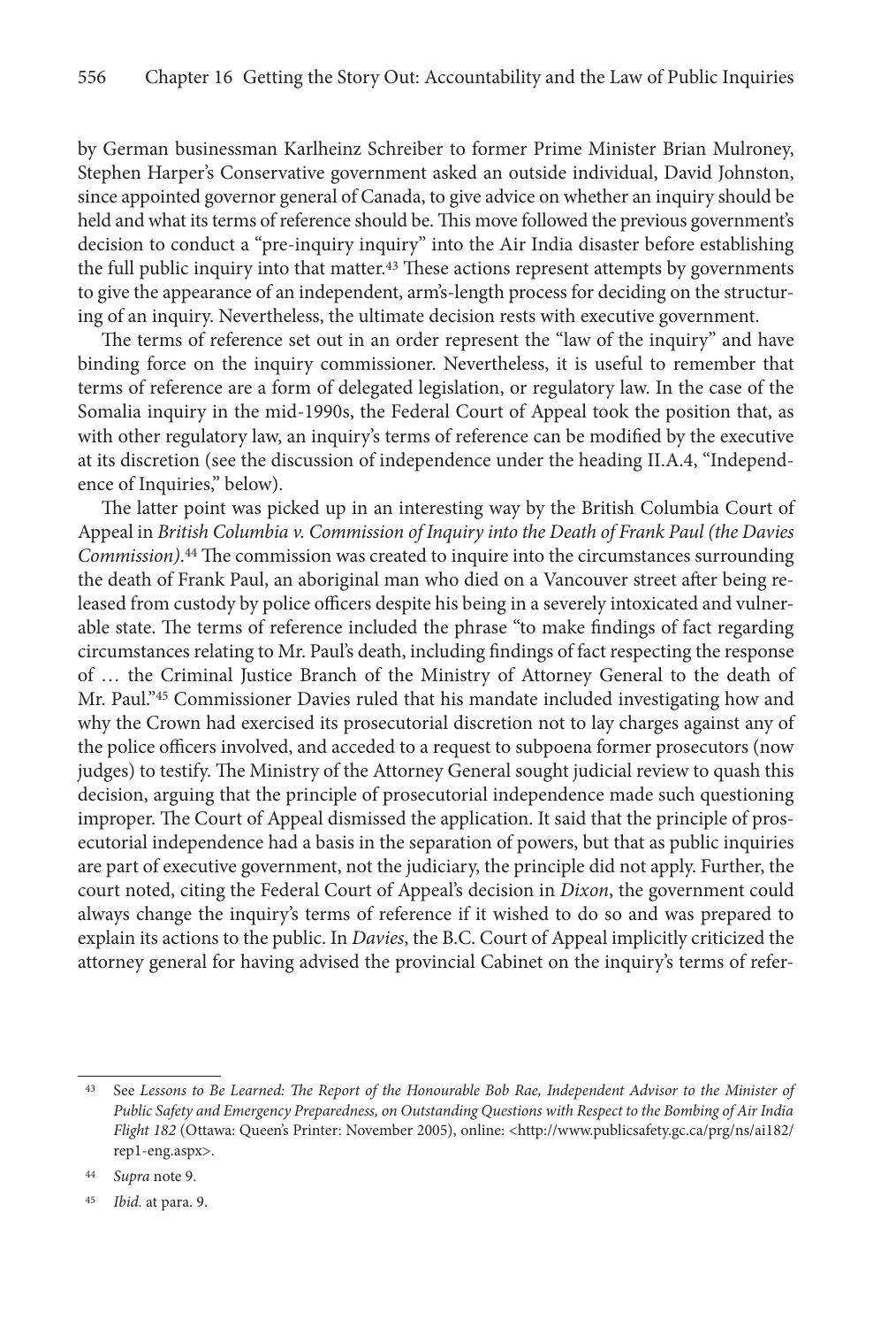by German businessman Karlheinz Schreiber to former Prime Minister Brian Mulroney, Stephen Harper's Conservative government asked an outside individual, David Johnston, since appointed governor general of Canada, to give advice on whether an inquiry should be held and what its terms of reference should be. This move followed the previous government's decision to conduct a "pre-inquiry inquiry" into the Air India disaster before establishing the full public inquiry into that matter.[43] These actions represent attempts by governments to give the appearance of an independent, arm's-length process for deciding on the structuring of an inquiry. Nevertheless, the ultimate decision rests with executive government.

The terms of reference set out in an order represent the "law of the inquiry" and have binding force on the inquiry commissioner. Nevertheless, it is useful to remember that terms of reference are a form of delegated legislation, or regulatory law. In the case of the Somalia inquiry in the mid-1990s, the Federal Court of Appeal took the position that, as with other regulatory law, an inquiry's terms of reference can be modified by the executive at its discretion (see the discussion of independence under the heading II.A.4, "Independence of Inquiries," below).

The latter point was picked up in an interesting way by the British Columbia Court of Appeal in *British Columbia v. Commission of Inquiry into the Death of Frank Paul (the Davies Commission)*.[44] The commission was created to inquire into the circumstances surrounding the death of Frank Paul, an aboriginal man who died on a Vancouver street after being released from custody by police officers despite his being in a severely intoxicated and vulnerable state. The terms of reference included the phrase "to make findings of fact regarding circumstances relating to Mr. Paul's death, including findings of fact respecting the response of … the Criminal Justice Branch of the Ministry of Attorney General to the death of Mr. Paul."[45] Commissioner Davies ruled that his mandate included investigating how and why the Crown had exercised its prosecutorial discretion not to lay charges against any of the police officers involved, and acceded to a request to subpoena former prosecutors (now judges) to testify. The Ministry of the Attorney General sought judicial review to quash this decision, arguing that the principle of prosecutorial independence made such questioning improper. The Court of Appeal dismissed the application. It said that the principle of prosecutorial independence had a basis in the separation of powers, but that as public inquiries are part of executive government, not the judiciary, the principle did not apply. Further, the court noted, citing the Federal Court of Appeal's decision in *Dixon*, the government could always change the inquiry's terms of reference if it wished to do so and was prepared to explain its actions to the public. In *Davies*, the B.C. Court of Appeal implicitly criticized the attorney general for having advised the provincial Cabinet on the inquiry's terms of refer-

---

[43] See *Lessons to Be Learned: The Report of the Honourable Bob Rae, Independent Advisor to the Minister of Public Safety and Emergency Preparedness, on Outstanding Questions with Respect to the Bombing of Air India Flight 182* (Ottawa: Queen's Printer: November 2005), online: <http://www.publicsafety.gc.ca/prg/ns/ai182/rep1-eng.aspx>.

[44] *Supra* note 9.

[45] *Ibid.* at para. 9.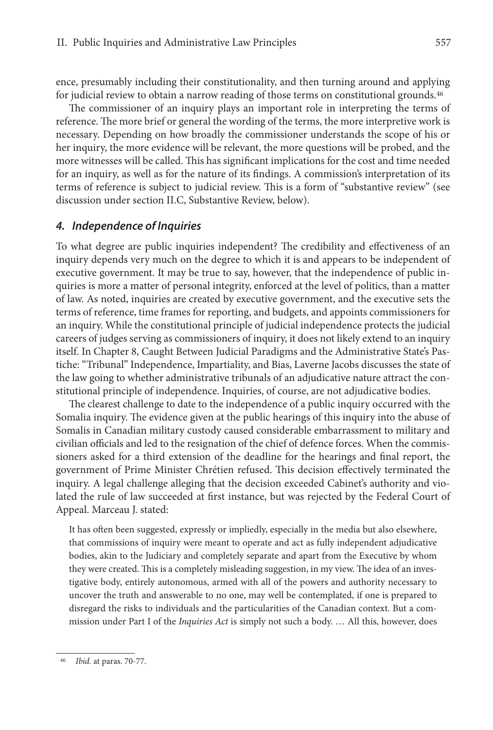ence, presumably including their constitutionality, and then turning around and applying for judicial review to obtain a narrow reading of those terms on constitutional grounds.[46]

The commissioner of an inquiry plays an important role in interpreting the terms of reference. The more brief or general the wording of the terms, the more interpretive work is necessary. Depending on how broadly the commissioner understands the scope of his or her inquiry, the more evidence will be relevant, the more questions will be probed, and the more witnesses will be called. This has significant implications for the cost and time needed for an inquiry, as well as for the nature of its findings. A commission's interpretation of its terms of reference is subject to judicial review. This is a form of "substantive review" (see discussion under section II.C, Substantive Review, below).

### *4. Independence of Inquiries*

To what degree are public inquiries independent? The credibility and effectiveness of an inquiry depends very much on the degree to which it is and appears to be independent of executive government. It may be true to say, however, that the independence of public inquiries is more a matter of personal integrity, enforced at the level of politics, than a matter of law. As noted, inquiries are created by executive government, and the executive sets the terms of reference, time frames for reporting, and budgets, and appoints commissioners for an inquiry. While the constitutional principle of judicial independence protects the judicial careers of judges serving as commissioners of inquiry, it does not likely extend to an inquiry itself. In Chapter 8, Caught Between Judicial Paradigms and the Administrative State's Pastiche: "Tribunal" Independence, Impartiality, and Bias, Laverne Jacobs discusses the state of the law going to whether administrative tribunals of an adjudicative nature attract the constitutional principle of independence. Inquiries, of course, are not adjudicative bodies.

The clearest challenge to date to the independence of a public inquiry occurred with the Somalia inquiry. The evidence given at the public hearings of this inquiry into the abuse of Somalis in Canadian military custody caused considerable embarrassment to military and civilian officials and led to the resignation of the chief of defence forces. When the commissioners asked for a third extension of the deadline for the hearings and final report, the government of Prime Minister Chrétien refused. This decision effectively terminated the inquiry. A legal challenge alleging that the decision exceeded Cabinet's authority and violated the rule of law succeeded at first instance, but was rejected by the Federal Court of Appeal. Marceau J. stated:

> It has often been suggested, expressly or impliedly, especially in the media but also elsewhere, that commissions of inquiry were meant to operate and act as fully independent adjudicative bodies, akin to the Judiciary and completely separate and apart from the Executive by whom they were created. This is a completely misleading suggestion, in my view. The idea of an investigative body, entirely autonomous, armed with all of the powers and authority necessary to uncover the truth and answerable to no one, may well be contemplated, if one is prepared to disregard the risks to individuals and the particularities of the Canadian context. But a commission under Part I of the *Inquiries Act* is simply not such a body. … All this, however, does

---

[46] *Ibid.* at paras. 70-77.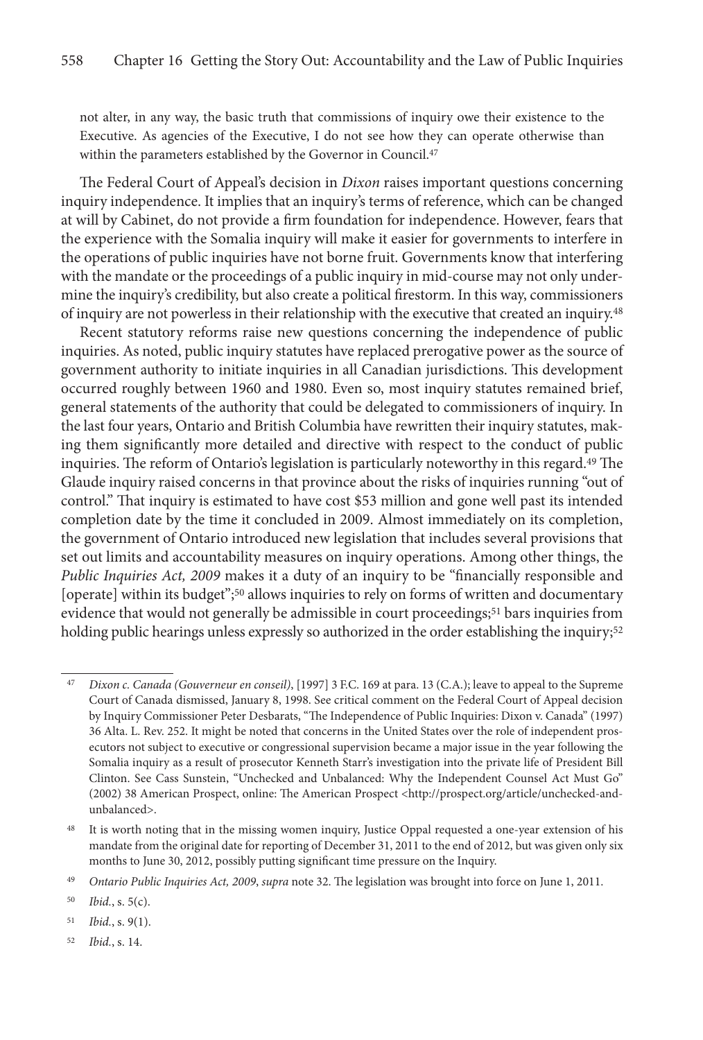not alter, in any way, the basic truth that commissions of inquiry owe their existence to the Executive. As agencies of the Executive, I do not see how they can operate otherwise than within the parameters established by the Governor in Council.[47]

The Federal Court of Appeal's decision in *Dixon* raises important questions concerning inquiry independence. It implies that an inquiry's terms of reference, which can be changed at will by Cabinet, do not provide a firm foundation for independence. However, fears that the experience with the Somalia inquiry will make it easier for governments to interfere in the operations of public inquiries have not borne fruit. Governments know that interfering with the mandate or the proceedings of a public inquiry in mid-course may not only undermine the inquiry's credibility, but also create a political firestorm. In this way, commissioners of inquiry are not powerless in their relationship with the executive that created an inquiry.[48]

Recent statutory reforms raise new questions concerning the independence of public inquiries. As noted, public inquiry statutes have replaced prerogative power as the source of government authority to initiate inquiries in all Canadian jurisdictions. This development occurred roughly between 1960 and 1980. Even so, most inquiry statutes remained brief, general statements of the authority that could be delegated to commissioners of inquiry. In the last four years, Ontario and British Columbia have rewritten their inquiry statutes, making them significantly more detailed and directive with respect to the conduct of public inquiries. The reform of Ontario's legislation is particularly noteworthy in this regard.[49] The Glaude inquiry raised concerns in that province about the risks of inquiries running "out of control." That inquiry is estimated to have cost $53 million and gone well past its intended completion date by the time it concluded in 2009. Almost immediately on its completion, the government of Ontario introduced new legislation that includes several provisions that set out limits and accountability measures on inquiry operations. Among other things, the *Public Inquiries Act, 2009* makes it a duty of an inquiry to be "financially responsible and [operate] within its budget";[50] allows inquiries to rely on forms of written and documentary evidence that would not generally be admissible in court proceedings;[51] bars inquiries from holding public hearings unless expressly so authorized in the order establishing the inquiry;[52]

---

[47] *Dixon c. Canada (Gouverneur en conseil)*, [1997] 3 F.C. 169 at para. 13 (C.A.); leave to appeal to the Supreme Court of Canada dismissed, January 8, 1998. See critical comment on the Federal Court of Appeal decision by Inquiry Commissioner Peter Desbarats, "The Independence of Public Inquiries: Dixon v. Canada" (1997) 36 Alta. L. Rev. 252. It might be noted that concerns in the United States over the role of independent prosecutors not subject to executive or congressional supervision became a major issue in the year following the Somalia inquiry as a result of prosecutor Kenneth Starr's investigation into the private life of President Bill Clinton. See Cass Sunstein, "Unchecked and Unbalanced: Why the Independent Counsel Act Must Go" (2002) 38 American Prospect, online: The American Prospect <http://prospect.org/article/unchecked-and-unbalanced>.

[48] It is worth noting that in the missing women inquiry, Justice Oppal requested a one-year extension of his mandate from the original date for reporting of December 31, 2011 to the end of 2012, but was given only six months to June 30, 2012, possibly putting significant time pressure on the Inquiry.

[49] *Ontario Public Inquiries Act, 2009*, *supra* note 32. The legislation was brought into force on June 1, 2011.

[50] *Ibid.*, s. 5(c).

[51] *Ibid.*, s. 9(1).

[52] *Ibid.*, s. 14.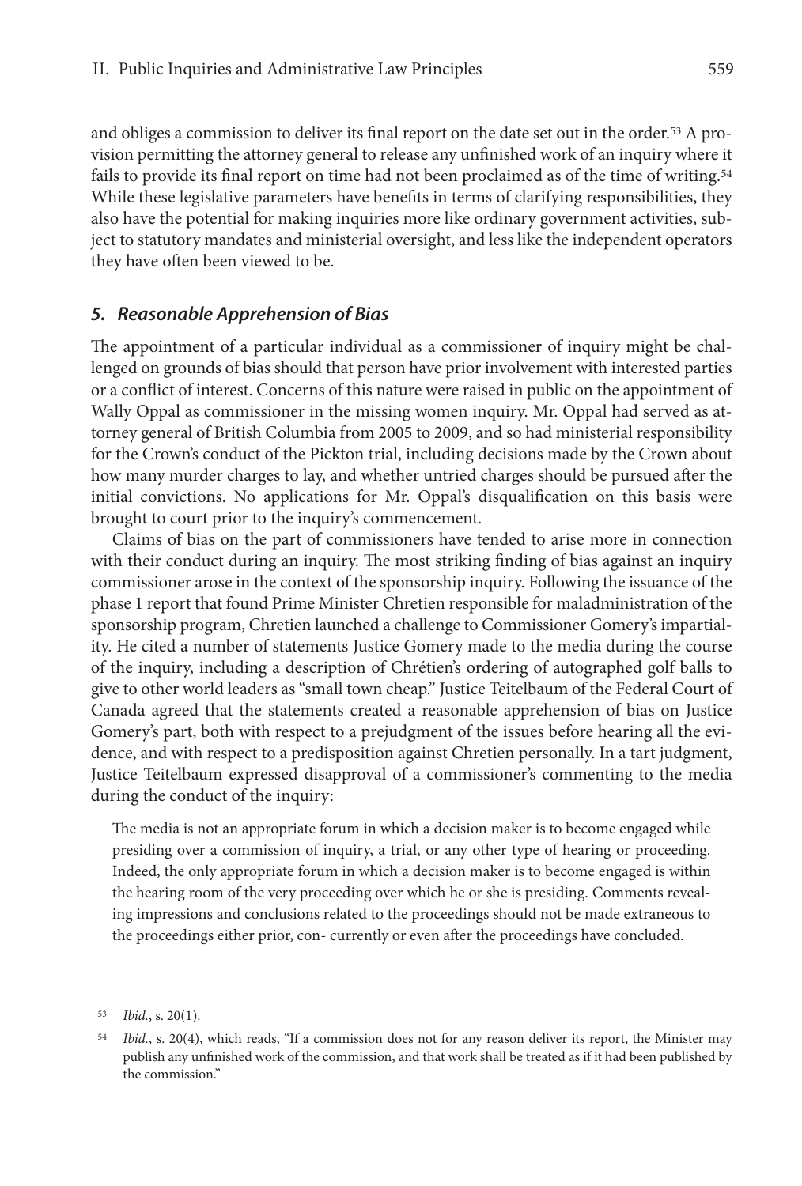and obliges a commission to deliver its final report on the date set out in the order.[53] A provision permitting the attorney general to release any unfinished work of an inquiry where it fails to provide its final report on time had not been proclaimed as of the time of writing.[54] While these legislative parameters have benefits in terms of clarifying responsibilities, they also have the potential for making inquiries more like ordinary government activities, subject to statutory mandates and ministerial oversight, and less like the independent operators they have often been viewed to be.

### *5. Reasonable Apprehension of Bias*

The appointment of a particular individual as a commissioner of inquiry might be challenged on grounds of bias should that person have prior involvement with interested parties or a conflict of interest. Concerns of this nature were raised in public on the appointment of Wally Oppal as commissioner in the missing women inquiry. Mr. Oppal had served as attorney general of British Columbia from 2005 to 2009, and so had ministerial responsibility for the Crown's conduct of the Pickton trial, including decisions made by the Crown about how many murder charges to lay, and whether untried charges should be pursued after the initial convictions. No applications for Mr. Oppal's disqualification on this basis were brought to court prior to the inquiry's commencement.

Claims of bias on the part of commissioners have tended to arise more in connection with their conduct during an inquiry. The most striking finding of bias against an inquiry commissioner arose in the context of the sponsorship inquiry. Following the issuance of the phase 1 report that found Prime Minister Chretien responsible for maladministration of the sponsorship program, Chretien launched a challenge to Commissioner Gomery's impartiality. He cited a number of statements Justice Gomery made to the media during the course of the inquiry, including a description of Chrétien's ordering of autographed golf balls to give to other world leaders as "small town cheap." Justice Teitelbaum of the Federal Court of Canada agreed that the statements created a reasonable apprehension of bias on Justice Gomery's part, both with respect to a prejudgment of the issues before hearing all the evidence, and with respect to a predisposition against Chretien personally. In a tart judgment, Justice Teitelbaum expressed disapproval of a commissioner's commenting to the media during the conduct of the inquiry:

> The media is not an appropriate forum in which a decision maker is to become engaged while presiding over a commission of inquiry, a trial, or any other type of hearing or proceeding. Indeed, the only appropriate forum in which a decision maker is to become engaged is within the hearing room of the very proceeding over which he or she is presiding. Comments revealing impressions and conclusions related to the proceedings should not be made extraneous to the proceedings either prior, con- currently or even after the proceedings have concluded.

---

[53] *Ibid.*, s. 20(1).

[54] *Ibid.*, s. 20(4), which reads, "If a commission does not for any reason deliver its report, the Minister may publish any unfinished work of the commission, and that work shall be treated as if it had been published by the commission."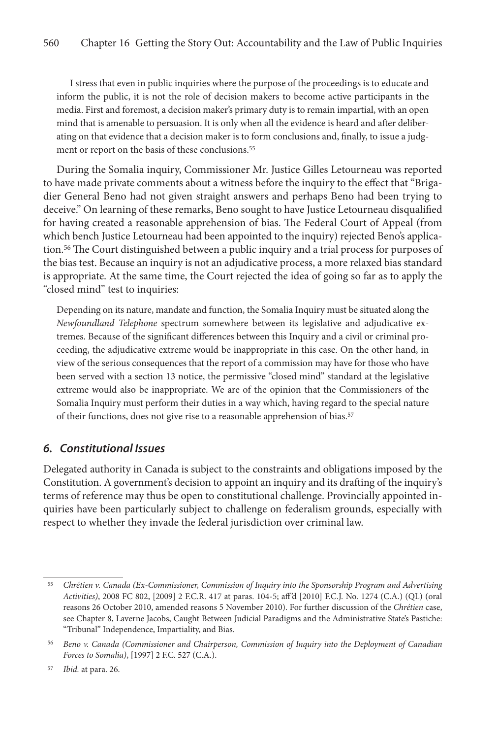> I stress that even in public inquiries where the purpose of the proceedings is to educate and inform the public, it is not the role of decision makers to become active participants in the media. First and foremost, a decision maker's primary duty is to remain impartial, with an open mind that is amenable to persuasion. It is only when all the evidence is heard and after deliberating on that evidence that a decision maker is to form conclusions and, finally, to issue a judgment or report on the basis of these conclusions.[55]

During the Somalia inquiry, Commissioner Mr. Justice Gilles Letourneau was reported to have made private comments about a witness before the inquiry to the effect that "Brigadier General Beno had not given straight answers and perhaps Beno had been trying to deceive." On learning of these remarks, Beno sought to have Justice Letourneau disqualified for having created a reasonable apprehension of bias. The Federal Court of Appeal (from which bench Justice Letourneau had been appointed to the inquiry) rejected Beno's application.[56] The Court distinguished between a public inquiry and a trial process for purposes of the bias test. Because an inquiry is not an adjudicative process, a more relaxed bias standard is appropriate. At the same time, the Court rejected the idea of going so far as to apply the "closed mind" test to inquiries:

> Depending on its nature, mandate and function, the Somalia Inquiry must be situated along the *Newfoundland Telephone* spectrum somewhere between its legislative and adjudicative extremes. Because of the significant differences between this Inquiry and a civil or criminal proceeding, the adjudicative extreme would be inappropriate in this case. On the other hand, in view of the serious consequences that the report of a commission may have for those who have been served with a section 13 notice, the permissive "closed mind" standard at the legislative extreme would also be inappropriate. We are of the opinion that the Commissioners of the Somalia Inquiry must perform their duties in a way which, having regard to the special nature of their functions, does not give rise to a reasonable apprehension of bias.[57]

### *6. Constitutional Issues*

Delegated authority in Canada is subject to the constraints and obligations imposed by the Constitution. A government's decision to appoint an inquiry and its drafting of the inquiry's terms of reference may thus be open to constitutional challenge. Provincially appointed inquiries have been particularly subject to challenge on federalism grounds, especially with respect to whether they invade the federal jurisdiction over criminal law.

---

[55] *Chrétien v. Canada (Ex-Commissioner, Commission of Inquiry into the Sponsorship Program and Advertising Activities)*, 2008 FC 802, [2009] 2 F.C.R. 417 at paras. 104-5; aff'd [2010] F.C.J. No. 1274 (C.A.) (QL) (oral reasons 26 October 2010, amended reasons 5 November 2010). For further discussion of the *Chrétien* case, see Chapter 8, Laverne Jacobs, Caught Between Judicial Paradigms and the Administrative State's Pastiche: "Tribunal" Independence, Impartiality, and Bias.

[56] *Beno v. Canada (Commissioner and Chairperson, Commission of Inquiry into the Deployment of Canadian Forces to Somalia)*, [1997] 2 F.C. 527 (C.A.).

[57] *Ibid.* at para. 26.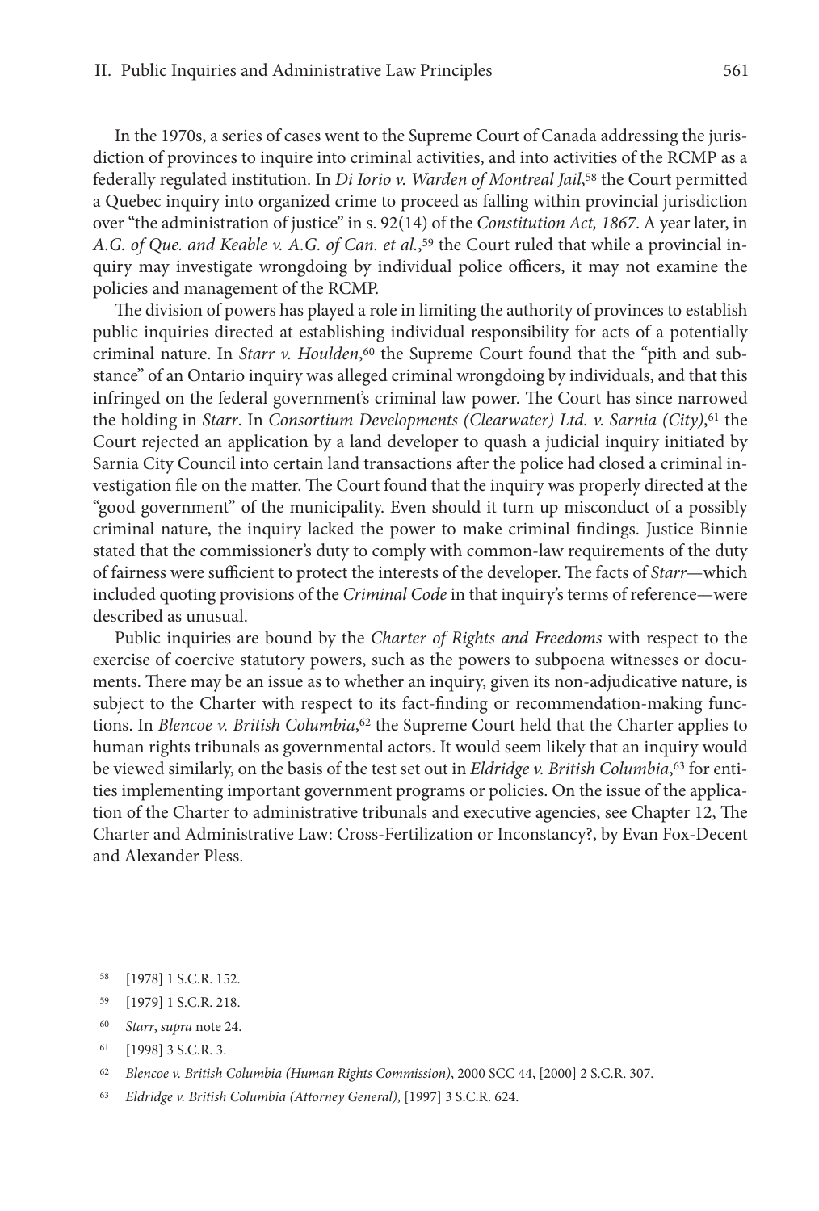In the 1970s, a series of cases went to the Supreme Court of Canada addressing the jurisdiction of provinces to inquire into criminal activities, and into activities of the RCMP as a federally regulated institution. In *Di Iorio v. Warden of Montreal Jail*,[58] the Court permitted a Quebec inquiry into organized crime to proceed as falling within provincial jurisdiction over "the administration of justice" in s. 92(14) of the *Constitution Act, 1867*. A year later, in *A.G. of Que. and Keable v. A.G. of Can. et al.*,[59] the Court ruled that while a provincial inquiry may investigate wrongdoing by individual police officers, it may not examine the policies and management of the RCMP.

The division of powers has played a role in limiting the authority of provinces to establish public inquiries directed at establishing individual responsibility for acts of a potentially criminal nature. In *Starr v. Houlden*,[60] the Supreme Court found that the "pith and substance" of an Ontario inquiry was alleged criminal wrongdoing by individuals, and that this infringed on the federal government's criminal law power. The Court has since narrowed the holding in *Starr*. In *Consortium Developments (Clearwater) Ltd. v. Sarnia (City)*,[61] the Court rejected an application by a land developer to quash a judicial inquiry initiated by Sarnia City Council into certain land transactions after the police had closed a criminal investigation file on the matter. The Court found that the inquiry was properly directed at the "good government" of the municipality. Even should it turn up misconduct of a possibly criminal nature, the inquiry lacked the power to make criminal findings. Justice Binnie stated that the commissioner's duty to comply with common-law requirements of the duty of fairness were sufficient to protect the interests of the developer. The facts of *Starr*—which included quoting provisions of the *Criminal Code* in that inquiry's terms of reference—were described as unusual.

Public inquiries are bound by the *Charter of Rights and Freedoms* with respect to the exercise of coercive statutory powers, such as the powers to subpoena witnesses or documents. There may be an issue as to whether an inquiry, given its non-adjudicative nature, is subject to the Charter with respect to its fact-finding or recommendation-making functions. In *Blencoe v. British Columbia*,[62] the Supreme Court held that the Charter applies to human rights tribunals as governmental actors. It would seem likely that an inquiry would be viewed similarly, on the basis of the test set out in *Eldridge v. British Columbia*,[63] for entities implementing important government programs or policies. On the issue of the application of the Charter to administrative tribunals and executive agencies, see Chapter 12, The Charter and Administrative Law: Cross-Fertilization or Inconstancy?, by Evan Fox-Decent and Alexander Pless.

---

[58] [1978] 1 S.C.R. 152.

[59] [1979] 1 S.C.R. 218.

[60] *Starr*, *supra* note 24.

[61] [1998] 3 S.C.R. 3.

[62] *Blencoe v. British Columbia (Human Rights Commission)*, 2000 SCC 44, [2000] 2 S.C.R. 307.

[63] *Eldridge v. British Columbia (Attorney General)*, [1997] 3 S.C.R. 624.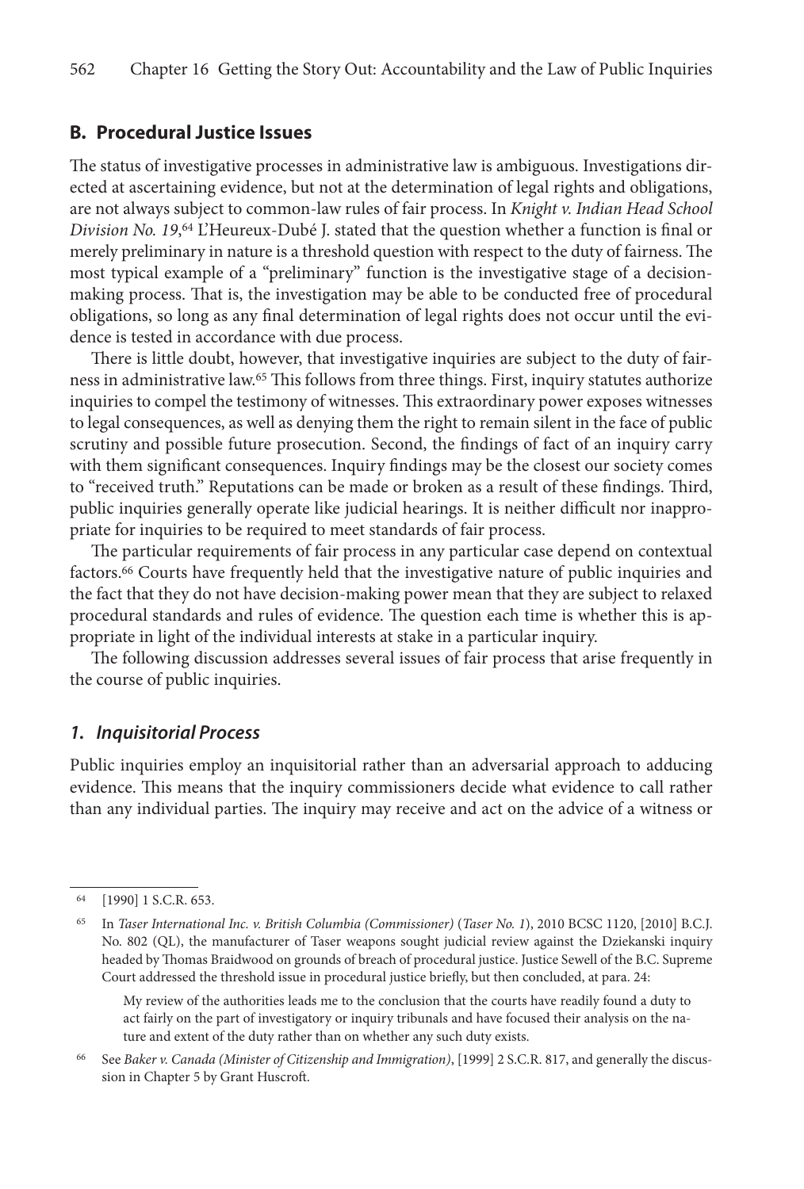## B. Procedural Justice Issues

The status of investigative processes in administrative law is ambiguous. Investigations directed at ascertaining evidence, but not at the determination of legal rights and obligations, are not always subject to common-law rules of fair process. In *Knight v. Indian Head School Division No. 19*,[64] L'Heureux-Dubé J. stated that the question whether a function is final or merely preliminary in nature is a threshold question with respect to the duty of fairness. The most typical example of a "preliminary" function is the investigative stage of a decision-making process. That is, the investigation may be able to be conducted free of procedural obligations, so long as any final determination of legal rights does not occur until the evidence is tested in accordance with due process.

There is little doubt, however, that investigative inquiries are subject to the duty of fairness in administrative law.[65] This follows from three things. First, inquiry statutes authorize inquiries to compel the testimony of witnesses. This extraordinary power exposes witnesses to legal consequences, as well as denying them the right to remain silent in the face of public scrutiny and possible future prosecution. Second, the findings of fact of an inquiry carry with them significant consequences. Inquiry findings may be the closest our society comes to "received truth." Reputations can be made or broken as a result of these findings. Third, public inquiries generally operate like judicial hearings. It is neither difficult nor inappropriate for inquiries to be required to meet standards of fair process.

The particular requirements of fair process in any particular case depend on contextual factors.[66] Courts have frequently held that the investigative nature of public inquiries and the fact that they do not have decision-making power mean that they are subject to relaxed procedural standards and rules of evidence. The question each time is whether this is appropriate in light of the individual interests at stake in a particular inquiry.

The following discussion addresses several issues of fair process that arise frequently in the course of public inquiries.

### *1. Inquisitorial Process*

Public inquiries employ an inquisitorial rather than an adversarial approach to adducing evidence. This means that the inquiry commissioners decide what evidence to call rather than any individual parties. The inquiry may receive and act on the advice of a witness or

---

[64] [1990] 1 S.C.R. 653.

[65] In *Taser International Inc. v. British Columbia (Commissioner)* (*Taser No. 1*), 2010 BCSC 1120, [2010] B.C.J. No. 802 (QL), the manufacturer of Taser weapons sought judicial review against the Dziekanski inquiry headed by Thomas Braidwood on grounds of breach of procedural justice. Justice Sewell of the B.C. Supreme Court addressed the threshold issue in procedural justice briefly, but then concluded, at para. 24:

> My review of the authorities leads me to the conclusion that the courts have readily found a duty to act fairly on the part of investigatory or inquiry tribunals and have focused their analysis on the nature and extent of the duty rather than on whether any such duty exists.

[66] See *Baker v. Canada (Minister of Citizenship and Immigration)*, [1999] 2 S.C.R. 817, and generally the discussion in Chapter 5 by Grant Huscroft.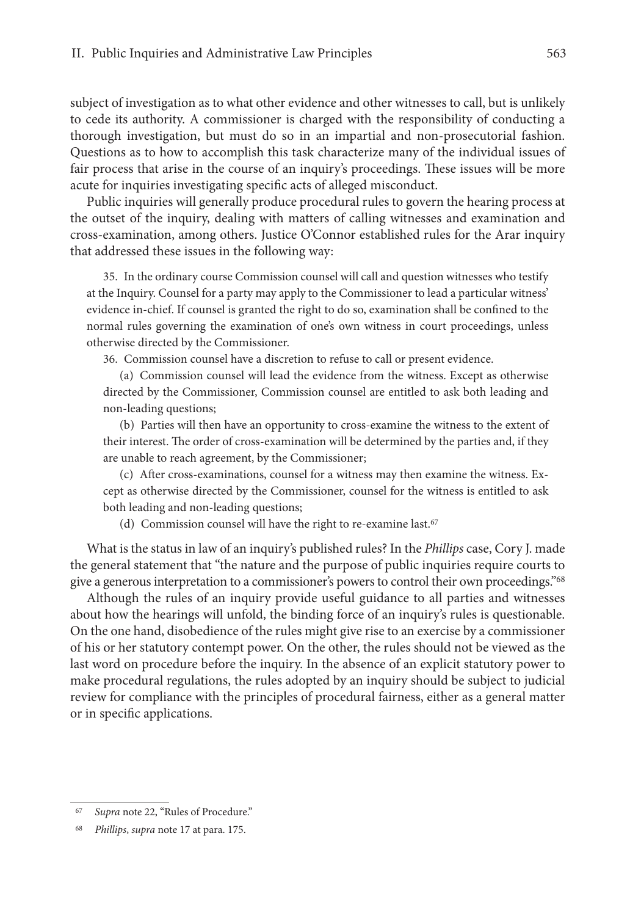subject of investigation as to what other evidence and other witnesses to call, but is unlikely to cede its authority. A commissioner is charged with the responsibility of conducting a thorough investigation, but must do so in an impartial and non-prosecutorial fashion. Questions as to how to accomplish this task characterize many of the individual issues of fair process that arise in the course of an inquiry's proceedings. These issues will be more acute for inquiries investigating specific acts of alleged misconduct.

Public inquiries will generally produce procedural rules to govern the hearing process at the outset of the inquiry, dealing with matters of calling witnesses and examination and cross-examination, among others. Justice O'Connor established rules for the Arar inquiry that addressed these issues in the following way:

> 35. In the ordinary course Commission counsel will call and question witnesses who testify at the Inquiry. Counsel for a party may apply to the Commissioner to lead a particular witness' evidence in-chief. If counsel is granted the right to do so, examination shall be confined to the normal rules governing the examination of one's own witness in court proceedings, unless otherwise directed by the Commissioner.
>
> 36. Commission counsel have a discretion to refuse to call or present evidence.
>
> (a) Commission counsel will lead the evidence from the witness. Except as otherwise directed by the Commissioner, Commission counsel are entitled to ask both leading and non-leading questions;
>
> (b) Parties will then have an opportunity to cross-examine the witness to the extent of their interest. The order of cross-examination will be determined by the parties and, if they are unable to reach agreement, by the Commissioner;
>
> (c) After cross-examinations, counsel for a witness may then examine the witness. Except as otherwise directed by the Commissioner, counsel for the witness is entitled to ask both leading and non-leading questions;
>
> (d) Commission counsel will have the right to re-examine last.[67]

What is the status in law of an inquiry's published rules? In the *Phillips* case, Cory J. made the general statement that "the nature and the purpose of public inquiries require courts to give a generous interpretation to a commissioner's powers to control their own proceedings."[68]

Although the rules of an inquiry provide useful guidance to all parties and witnesses about how the hearings will unfold, the binding force of an inquiry's rules is questionable. On the one hand, disobedience of the rules might give rise to an exercise by a commissioner of his or her statutory contempt power. On the other, the rules should not be viewed as the last word on procedure before the inquiry. In the absence of an explicit statutory power to make procedural regulations, the rules adopted by an inquiry should be subject to judicial review for compliance with the principles of procedural fairness, either as a general matter or in specific applications.

---

[67] *Supra* note 22, "Rules of Procedure."

[68] *Phillips*, *supra* note 17 at para. 175.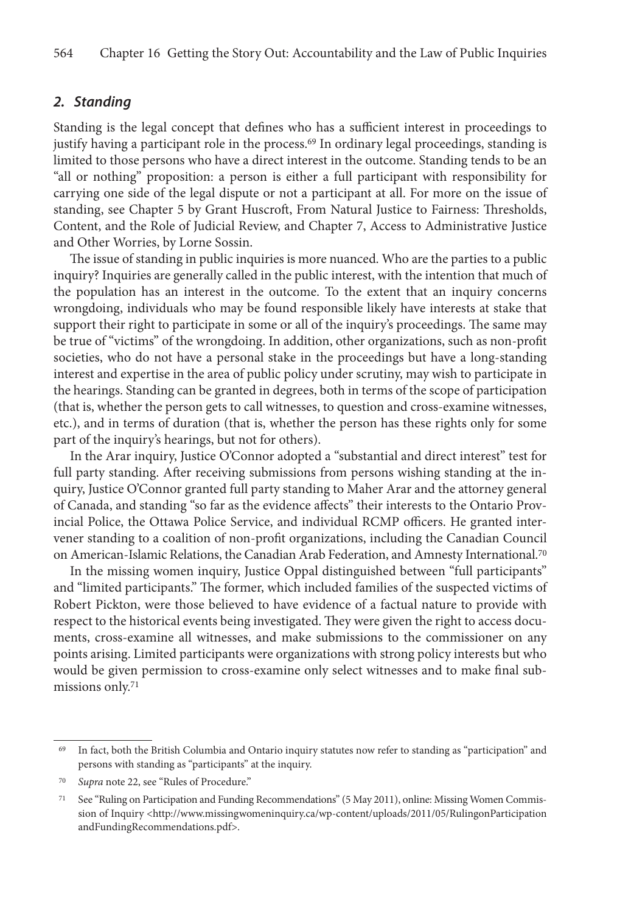## 2. Standing

Standing is the legal concept that defines who has a sufficient interest in proceedings to justify having a participant role in the process.[69] In ordinary legal proceedings, standing is limited to those persons who have a direct interest in the outcome. Standing tends to be an "all or nothing" proposition: a person is either a full participant with responsibility for carrying one side of the legal dispute or not a participant at all. For more on the issue of standing, see Chapter 5 by Grant Huscroft, From Natural Justice to Fairness: Thresholds, Content, and the Role of Judicial Review, and Chapter 7, Access to Administrative Justice and Other Worries, by Lorne Sossin.

The issue of standing in public inquiries is more nuanced. Who are the parties to a public inquiry? Inquiries are generally called in the public interest, with the intention that much of the population has an interest in the outcome. To the extent that an inquiry concerns wrongdoing, individuals who may be found responsible likely have interests at stake that support their right to participate in some or all of the inquiry's proceedings. The same may be true of "victims" of the wrongdoing. In addition, other organizations, such as non-profit societies, who do not have a personal stake in the proceedings but have a long-standing interest and expertise in the area of public policy under scrutiny, may wish to participate in the hearings. Standing can be granted in degrees, both in terms of the scope of participation (that is, whether the person gets to call witnesses, to question and cross-examine witnesses, etc.), and in terms of duration (that is, whether the person has these rights only for some part of the inquiry's hearings, but not for others).

In the Arar inquiry, Justice O'Connor adopted a "substantial and direct interest" test for full party standing. After receiving submissions from persons wishing standing at the inquiry, Justice O'Connor granted full party standing to Maher Arar and the attorney general of Canada, and standing "so far as the evidence affects" their interests to the Ontario Provincial Police, the Ottawa Police Service, and individual RCMP officers. He granted intervener standing to a coalition of non-profit organizations, including the Canadian Council on American-Islamic Relations, the Canadian Arab Federation, and Amnesty International.[70]

In the missing women inquiry, Justice Oppal distinguished between "full participants" and "limited participants." The former, which included families of the suspected victims of Robert Pickton, were those believed to have evidence of a factual nature to provide with respect to the historical events being investigated. They were given the right to access documents, cross-examine all witnesses, and make submissions to the commissioner on any points arising. Limited participants were organizations with strong policy interests but who would be given permission to cross-examine only select witnesses and to make final submissions only.[71]

---

[69] In fact, both the British Columbia and Ontario inquiry statutes now refer to standing as "participation" and persons with standing as "participants" at the inquiry.

[70] *Supra* note 22, see "Rules of Procedure."

[71] See "Ruling on Participation and Funding Recommendations" (5 May 2011), online: Missing Women Commission of Inquiry <http://www.missingwomeninquiry.ca/wp-content/uploads/2011/05/RulingonParticipationandFundingRecommendations.pdf>.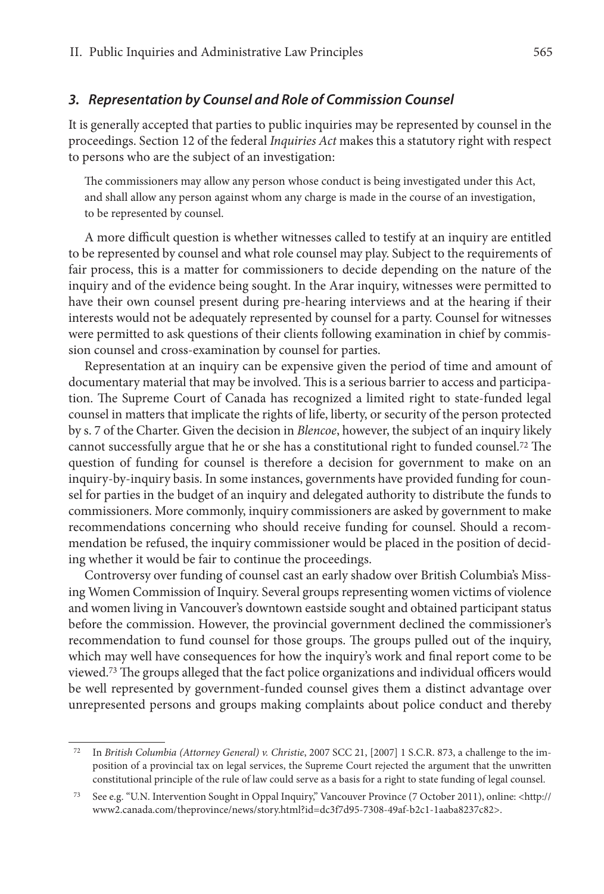### *3. Representation by Counsel and Role of Commission Counsel*

It is generally accepted that parties to public inquiries may be represented by counsel in the proceedings. Section 12 of the federal *Inquiries Act* makes this a statutory right with respect to persons who are the subject of an investigation:

> The commissioners may allow any person whose conduct is being investigated under this Act, and shall allow any person against whom any charge is made in the course of an investigation, to be represented by counsel.

A more difficult question is whether witnesses called to testify at an inquiry are entitled to be represented by counsel and what role counsel may play. Subject to the requirements of fair process, this is a matter for commissioners to decide depending on the nature of the inquiry and of the evidence being sought. In the Arar inquiry, witnesses were permitted to have their own counsel present during pre-hearing interviews and at the hearing if their interests would not be adequately represented by counsel for a party. Counsel for witnesses were permitted to ask questions of their clients following examination in chief by commission counsel and cross-examination by counsel for parties.

Representation at an inquiry can be expensive given the period of time and amount of documentary material that may be involved. This is a serious barrier to access and participation. The Supreme Court of Canada has recognized a limited right to state-funded legal counsel in matters that implicate the rights of life, liberty, or security of the person protected by s. 7 of the Charter. Given the decision in *Blencoe*, however, the subject of an inquiry likely cannot successfully argue that he or she has a constitutional right to funded counsel.[72] The question of funding for counsel is therefore a decision for government to make on an inquiry-by-inquiry basis. In some instances, governments have provided funding for counsel for parties in the budget of an inquiry and delegated authority to distribute the funds to commissioners. More commonly, inquiry commissioners are asked by government to make recommendations concerning who should receive funding for counsel. Should a recommendation be refused, the inquiry commissioner would be placed in the position of deciding whether it would be fair to continue the proceedings.

Controversy over funding of counsel cast an early shadow over British Columbia's Missing Women Commission of Inquiry. Several groups representing women victims of violence and women living in Vancouver's downtown eastside sought and obtained participant status before the commission. However, the provincial government declined the commissioner's recommendation to fund counsel for those groups. The groups pulled out of the inquiry, which may well have consequences for how the inquiry's work and final report come to be viewed.[73] The groups alleged that the fact police organizations and individual officers would be well represented by government-funded counsel gives them a distinct advantage over unrepresented persons and groups making complaints about police conduct and thereby

---

[72] In *British Columbia (Attorney General) v. Christie*, 2007 SCC 21, [2007] 1 S.C.R. 873, a challenge to the imposition of a provincial tax on legal services, the Supreme Court rejected the argument that the unwritten constitutional principle of the rule of law could serve as a basis for a right to state funding of legal counsel.

[73] See e.g. "U.N. Intervention Sought in Oppal Inquiry," Vancouver Province (7 October 2011), online: <http://www2.canada.com/theprovince/news/story.html?id=dc3f7d95-7308-49af-b2c1-1aaba8237c82>.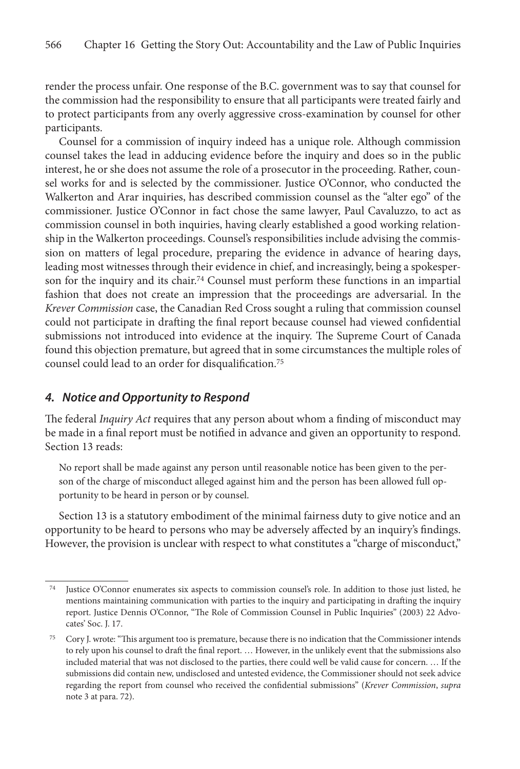render the process unfair. One response of the B.C. government was to say that counsel for the commission had the responsibility to ensure that all participants were treated fairly and to protect participants from any overly aggressive cross-examination by counsel for other participants.

Counsel for a commission of inquiry indeed has a unique role. Although commission counsel takes the lead in adducing evidence before the inquiry and does so in the public interest, he or she does not assume the role of a prosecutor in the proceeding. Rather, counsel works for and is selected by the commissioner. Justice O'Connor, who conducted the Walkerton and Arar inquiries, has described commission counsel as the "alter ego" of the commissioner. Justice O'Connor in fact chose the same lawyer, Paul Cavaluzzo, to act as commission counsel in both inquiries, having clearly established a good working relationship in the Walkerton proceedings. Counsel's responsibilities include advising the commission on matters of legal procedure, preparing the evidence in advance of hearing days, leading most witnesses through their evidence in chief, and increasingly, being a spokesperson for the inquiry and its chair.[74] Counsel must perform these functions in an impartial fashion that does not create an impression that the proceedings are adversarial. In the *Krever Commission* case, the Canadian Red Cross sought a ruling that commission counsel could not participate in drafting the final report because counsel had viewed confidential submissions not introduced into evidence at the inquiry. The Supreme Court of Canada found this objection premature, but agreed that in some circumstances the multiple roles of counsel could lead to an order for disqualification.[75]

### *4. Notice and Opportunity to Respond*

The federal *Inquiry Act* requires that any person about whom a finding of misconduct may be made in a final report must be notified in advance and given an opportunity to respond. Section 13 reads:

> No report shall be made against any person until reasonable notice has been given to the person of the charge of misconduct alleged against him and the person has been allowed full opportunity to be heard in person or by counsel.

Section 13 is a statutory embodiment of the minimal fairness duty to give notice and an opportunity to be heard to persons who may be adversely affected by an inquiry's findings. However, the provision is unclear with respect to what constitutes a "charge of misconduct,"

---

[74] Justice O'Connor enumerates six aspects to commission counsel's role. In addition to those just listed, he mentions maintaining communication with parties to the inquiry and participating in drafting the inquiry report. Justice Dennis O'Connor, "The Role of Commission Counsel in Public Inquiries" (2003) 22 Advocates' Soc. J. 17.

[75] Cory J. wrote: "This argument too is premature, because there is no indication that the Commissioner intends to rely upon his counsel to draft the final report. … However, in the unlikely event that the submissions also included material that was not disclosed to the parties, there could well be valid cause for concern. … If the submissions did contain new, undisclosed and untested evidence, the Commissioner should not seek advice regarding the report from counsel who received the confidential submissions" (*Krever Commission*, *supra* note 3 at para. 72).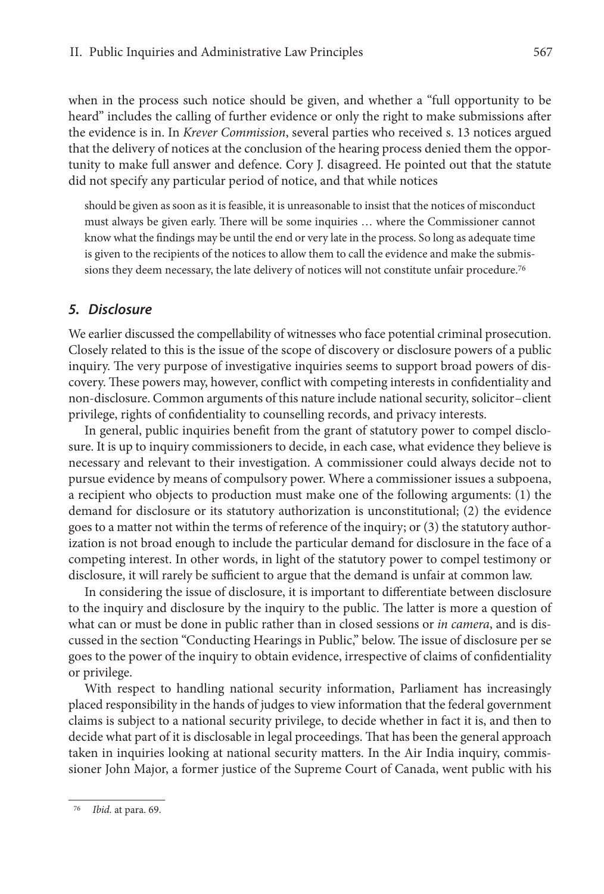when in the process such notice should be given, and whether a "full opportunity to be heard" includes the calling of further evidence or only the right to make submissions after the evidence is in. In *Krever Commission*, several parties who received s. 13 notices argued that the delivery of notices at the conclusion of the hearing process denied them the opportunity to make full answer and defence. Cory J. disagreed. He pointed out that the statute did not specify any particular period of notice, and that while notices

> should be given as soon as it is feasible, it is unreasonable to insist that the notices of misconduct must always be given early. There will be some inquiries … where the Commissioner cannot know what the findings may be until the end or very late in the process. So long as adequate time is given to the recipients of the notices to allow them to call the evidence and make the submissions they deem necessary, the late delivery of notices will not constitute unfair procedure.[76]

### *5. Disclosure*

We earlier discussed the compellability of witnesses who face potential criminal prosecution. Closely related to this is the issue of the scope of discovery or disclosure powers of a public inquiry. The very purpose of investigative inquiries seems to support broad powers of discovery. These powers may, however, conflict with competing interests in confidentiality and non-disclosure. Common arguments of this nature include national security, solicitor–client privilege, rights of confidentiality to counselling records, and privacy interests.

In general, public inquiries benefit from the grant of statutory power to compel disclosure. It is up to inquiry commissioners to decide, in each case, what evidence they believe is necessary and relevant to their investigation. A commissioner could always decide not to pursue evidence by means of compulsory power. Where a commissioner issues a subpoena, a recipient who objects to production must make one of the following arguments: (1) the demand for disclosure or its statutory authorization is unconstitutional; (2) the evidence goes to a matter not within the terms of reference of the inquiry; or (3) the statutory authorization is not broad enough to include the particular demand for disclosure in the face of a competing interest. In other words, in light of the statutory power to compel testimony or disclosure, it will rarely be sufficient to argue that the demand is unfair at common law.

In considering the issue of disclosure, it is important to differentiate between disclosure to the inquiry and disclosure by the inquiry to the public. The latter is more a question of what can or must be done in public rather than in closed sessions or *in camera*, and is discussed in the section "Conducting Hearings in Public," below. The issue of disclosure per se goes to the power of the inquiry to obtain evidence, irrespective of claims of confidentiality or privilege.

With respect to handling national security information, Parliament has increasingly placed responsibility in the hands of judges to view information that the federal government claims is subject to a national security privilege, to decide whether in fact it is, and then to decide what part of it is disclosable in legal proceedings. That has been the general approach taken in inquiries looking at national security matters. In the Air India inquiry, commissioner John Major, a former justice of the Supreme Court of Canada, went public with his

---

[76] *Ibid.* at para. 69.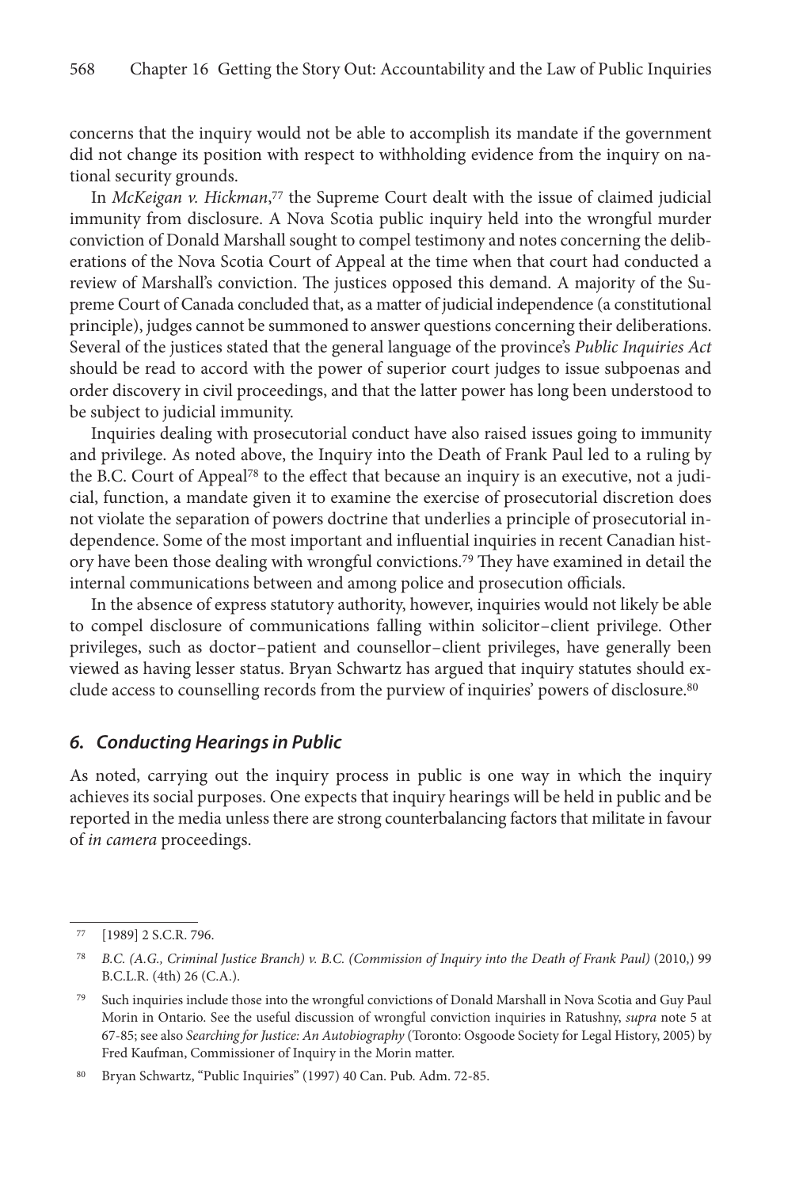concerns that the inquiry would not be able to accomplish its mandate if the government did not change its position with respect to withholding evidence from the inquiry on national security grounds.

In *McKeigan v. Hickman*,[77] the Supreme Court dealt with the issue of claimed judicial immunity from disclosure. A Nova Scotia public inquiry held into the wrongful murder conviction of Donald Marshall sought to compel testimony and notes concerning the deliberations of the Nova Scotia Court of Appeal at the time when that court had conducted a review of Marshall's conviction. The justices opposed this demand. A majority of the Supreme Court of Canada concluded that, as a matter of judicial independence (a constitutional principle), judges cannot be summoned to answer questions concerning their deliberations. Several of the justices stated that the general language of the province's *Public Inquiries Act* should be read to accord with the power of superior court judges to issue subpoenas and order discovery in civil proceedings, and that the latter power has long been understood to be subject to judicial immunity.

Inquiries dealing with prosecutorial conduct have also raised issues going to immunity and privilege. As noted above, the Inquiry into the Death of Frank Paul led to a ruling by the B.C. Court of Appeal[78] to the effect that because an inquiry is an executive, not a judicial, function, a mandate given it to examine the exercise of prosecutorial discretion does not violate the separation of powers doctrine that underlies a principle of prosecutorial independence. Some of the most important and influential inquiries in recent Canadian history have been those dealing with wrongful convictions.[79] They have examined in detail the internal communications between and among police and prosecution officials.

In the absence of express statutory authority, however, inquiries would not likely be able to compel disclosure of communications falling within solicitor–client privilege. Other privileges, such as doctor–patient and counsellor–client privileges, have generally been viewed as having lesser status. Bryan Schwartz has argued that inquiry statutes should exclude access to counselling records from the purview of inquiries' powers of disclosure.[80]

### *6. Conducting Hearings in Public*

As noted, carrying out the inquiry process in public is one way in which the inquiry achieves its social purposes. One expects that inquiry hearings will be held in public and be reported in the media unless there are strong counterbalancing factors that militate in favour of *in camera* proceedings.

---

[77] [1989] 2 S.C.R. 796.

[78] *B.C. (A.G., Criminal Justice Branch) v. B.C. (Commission of Inquiry into the Death of Frank Paul)* (2010,) 99 B.C.L.R. (4th) 26 (C.A.).

[79] Such inquiries include those into the wrongful convictions of Donald Marshall in Nova Scotia and Guy Paul Morin in Ontario. See the useful discussion of wrongful conviction inquiries in Ratushny, *supra* note 5 at 67-85; see also *Searching for Justice: An Autobiography* (Toronto: Osgoode Society for Legal History, 2005) by Fred Kaufman, Commissioner of Inquiry in the Morin matter.

[80] Bryan Schwartz, "Public Inquiries" (1997) 40 Can. Pub. Adm. 72-85.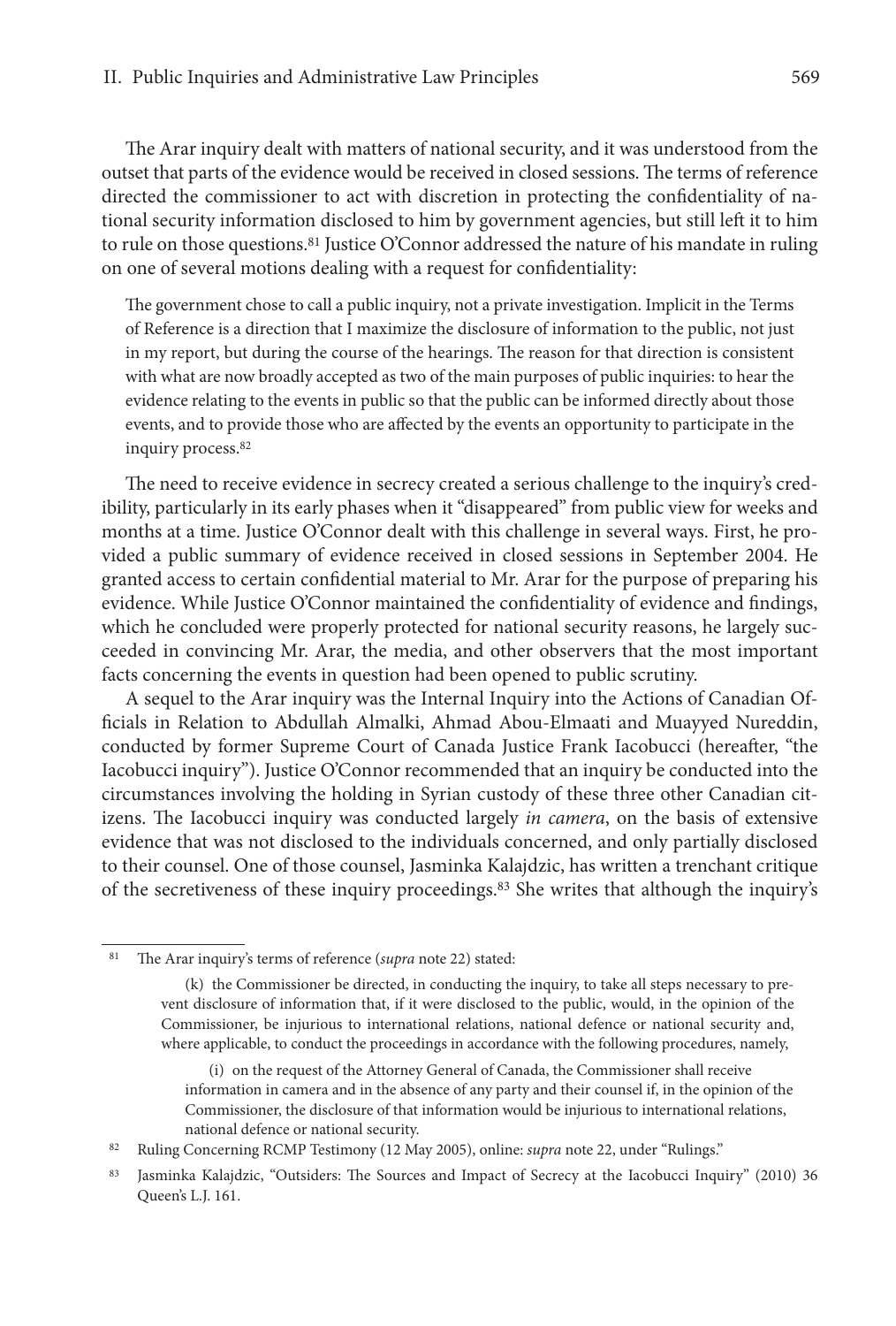The Arar inquiry dealt with matters of national security, and it was understood from the outset that parts of the evidence would be received in closed sessions. The terms of reference directed the commissioner to act with discretion in protecting the confidentiality of national security information disclosed to him by government agencies, but still left it to him to rule on those questions.[81] Justice O'Connor addressed the nature of his mandate in ruling on one of several motions dealing with a request for confidentiality:

> The government chose to call a public inquiry, not a private investigation. Implicit in the Terms of Reference is a direction that I maximize the disclosure of information to the public, not just in my report, but during the course of the hearings. The reason for that direction is consistent with what are now broadly accepted as two of the main purposes of public inquiries: to hear the evidence relating to the events in public so that the public can be informed directly about those events, and to provide those who are affected by the events an opportunity to participate in the inquiry process.[82]

The need to receive evidence in secrecy created a serious challenge to the inquiry's credibility, particularly in its early phases when it "disappeared" from public view for weeks and months at a time. Justice O'Connor dealt with this challenge in several ways. First, he provided a public summary of evidence received in closed sessions in September 2004. He granted access to certain confidential material to Mr. Arar for the purpose of preparing his evidence. While Justice O'Connor maintained the confidentiality of evidence and findings, which he concluded were properly protected for national security reasons, he largely succeeded in convincing Mr. Arar, the media, and other observers that the most important facts concerning the events in question had been opened to public scrutiny.

A sequel to the Arar inquiry was the Internal Inquiry into the Actions of Canadian Officials in Relation to Abdullah Almalki, Ahmad Abou-Elmaati and Muayyed Nureddin, conducted by former Supreme Court of Canada Justice Frank Iacobucci (hereafter, "the Iacobucci inquiry"). Justice O'Connor recommended that an inquiry be conducted into the circumstances involving the holding in Syrian custody of these three other Canadian citizens. The Iacobucci inquiry was conducted largely *in camera*, on the basis of extensive evidence that was not disclosed to the individuals concerned, and only partially disclosed to their counsel. One of those counsel, Jasminka Kalajdzic, has written a trenchant critique of the secretiveness of these inquiry proceedings.[83] She writes that although the inquiry's

---

[81] The Arar inquiry's terms of reference (*supra* note 22) stated:

> (k) the Commissioner be directed, in conducting the inquiry, to take all steps necessary to prevent disclosure of information that, if it were disclosed to the public, would, in the opinion of the Commissioner, be injurious to international relations, national defence or national security and, where applicable, to conduct the proceedings in accordance with the following procedures, namely,
>
> > (i) on the request of the Attorney General of Canada, the Commissioner shall receive information in camera and in the absence of any party and their counsel if, in the opinion of the Commissioner, the disclosure of that information would be injurious to international relations, national defence or national security.

[82] Ruling Concerning RCMP Testimony (12 May 2005), online: *supra* note 22, under "Rulings."

[83] Jasminka Kalajdzic, "Outsiders: The Sources and Impact of Secrecy at the Iacobucci Inquiry" (2010) 36 Queen's L.J. 161.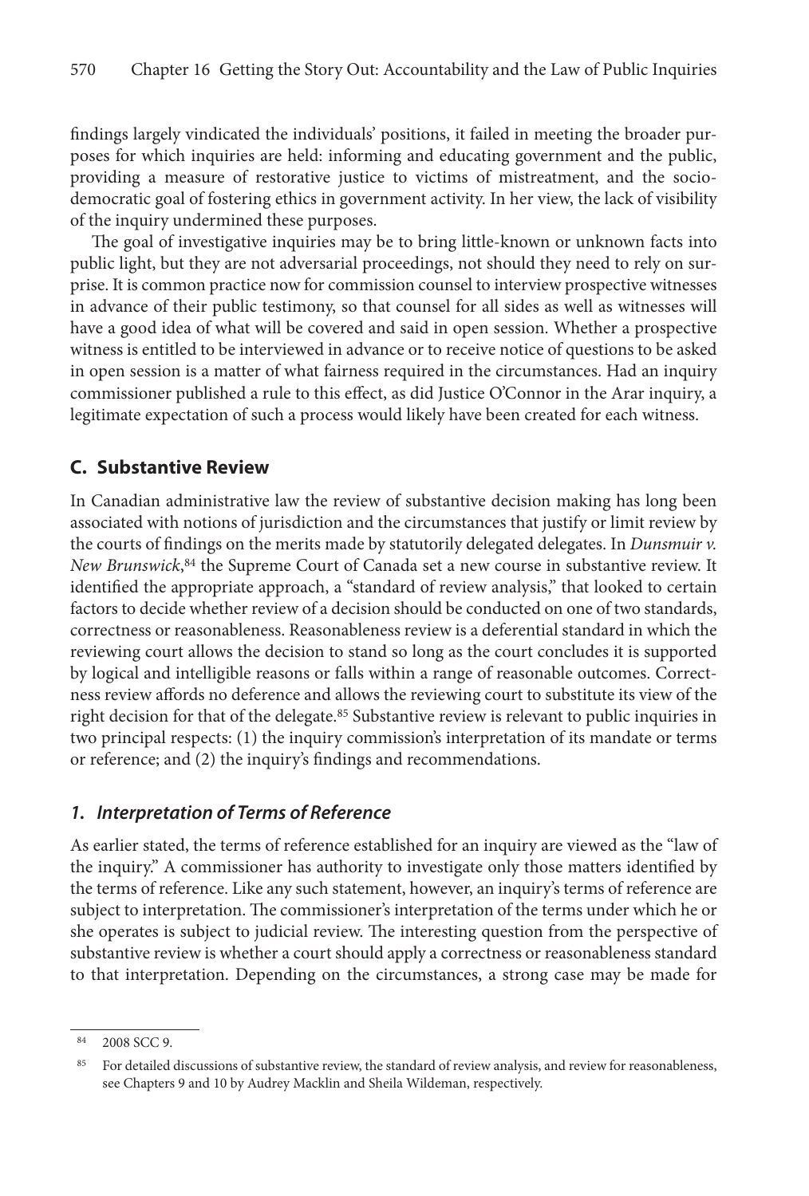findings largely vindicated the individuals' positions, it failed in meeting the broader purposes for which inquiries are held: informing and educating government and the public, providing a measure of restorative justice to victims of mistreatment, and the socio-democratic goal of fostering ethics in government activity. In her view, the lack of visibility of the inquiry undermined these purposes.

The goal of investigative inquiries may be to bring little-known or unknown facts into public light, but they are not adversarial proceedings, not should they need to rely on surprise. It is common practice now for commission counsel to interview prospective witnesses in advance of their public testimony, so that counsel for all sides as well as witnesses will have a good idea of what will be covered and said in open session. Whether a prospective witness is entitled to be interviewed in advance or to receive notice of questions to be asked in open session is a matter of what fairness required in the circumstances. Had an inquiry commissioner published a rule to this effect, as did Justice O'Connor in the Arar inquiry, a legitimate expectation of such a process would likely have been created for each witness.

## C. Substantive Review

In Canadian administrative law the review of substantive decision making has long been associated with notions of jurisdiction and the circumstances that justify or limit review by the courts of findings on the merits made by statutorily delegated delegates. In *Dunsmuir v. New Brunswick*,[84] the Supreme Court of Canada set a new course in substantive review. It identified the appropriate approach, a "standard of review analysis," that looked to certain factors to decide whether review of a decision should be conducted on one of two standards, correctness or reasonableness. Reasonableness review is a deferential standard in which the reviewing court allows the decision to stand so long as the court concludes it is supported by logical and intelligible reasons or falls within a range of reasonable outcomes. Correctness review affords no deference and allows the reviewing court to substitute its view of the right decision for that of the delegate.[85] Substantive review is relevant to public inquiries in two principal respects: (1) the inquiry commission's interpretation of its mandate or terms or reference; and (2) the inquiry's findings and recommendations.

### *1. Interpretation of Terms of Reference*

As earlier stated, the terms of reference established for an inquiry are viewed as the "law of the inquiry." A commissioner has authority to investigate only those matters identified by the terms of reference. Like any such statement, however, an inquiry's terms of reference are subject to interpretation. The commissioner's interpretation of the terms under which he or she operates is subject to judicial review. The interesting question from the perspective of substantive review is whether a court should apply a correctness or reasonableness standard to that interpretation. Depending on the circumstances, a strong case may be made for

---

[84] 2008 SCC 9.

[85] For detailed discussions of substantive review, the standard of review analysis, and review for reasonableness, see Chapters 9 and 10 by Audrey Macklin and Sheila Wildeman, respectively.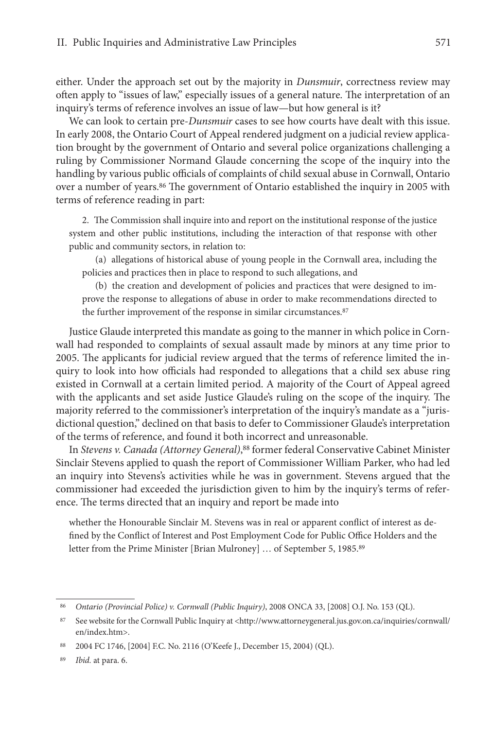either. Under the approach set out by the majority in *Dunsmuir*, correctness review may often apply to "issues of law," especially issues of a general nature. The interpretation of an inquiry's terms of reference involves an issue of law—but how general is it?

We can look to certain pre-*Dunsmuir* cases to see how courts have dealt with this issue. In early 2008, the Ontario Court of Appeal rendered judgment on a judicial review application brought by the government of Ontario and several police organizations challenging a ruling by Commissioner Normand Glaude concerning the scope of the inquiry into the handling by various public officials of complaints of child sexual abuse in Cornwall, Ontario over a number of years.[86] The government of Ontario established the inquiry in 2005 with terms of reference reading in part:

> 2. The Commission shall inquire into and report on the institutional response of the justice system and other public institutions, including the interaction of that response with other public and community sectors, in relation to:
>
> (a) allegations of historical abuse of young people in the Cornwall area, including the policies and practices then in place to respond to such allegations, and
>
> (b) the creation and development of policies and practices that were designed to improve the response to allegations of abuse in order to make recommendations directed to the further improvement of the response in similar circumstances.[87]

Justice Glaude interpreted this mandate as going to the manner in which police in Cornwall had responded to complaints of sexual assault made by minors at any time prior to 2005. The applicants for judicial review argued that the terms of reference limited the inquiry to look into how officials had responded to allegations that a child sex abuse ring existed in Cornwall at a certain limited period. A majority of the Court of Appeal agreed with the applicants and set aside Justice Glaude's ruling on the scope of the inquiry. The majority referred to the commissioner's interpretation of the inquiry's mandate as a "jurisdictional question," declined on that basis to defer to Commissioner Glaude's interpretation of the terms of reference, and found it both incorrect and unreasonable.

In *Stevens v. Canada (Attorney General)*,[88] former federal Conservative Cabinet Minister Sinclair Stevens applied to quash the report of Commissioner William Parker, who had led an inquiry into Stevens's activities while he was in government. Stevens argued that the commissioner had exceeded the jurisdiction given to him by the inquiry's terms of reference. The terms directed that an inquiry and report be made into

> whether the Honourable Sinclair M. Stevens was in real or apparent conflict of interest as defined by the Conflict of Interest and Post Employment Code for Public Office Holders and the letter from the Prime Minister [Brian Mulroney] … of September 5, 1985.[89]

---

[86] *Ontario (Provincial Police) v. Cornwall (Public Inquiry)*, 2008 ONCA 33, [2008] O.J. No. 153 (QL).

[87] See website for the Cornwall Public Inquiry at <http://www.attorneygeneral.jus.gov.on.ca/inquiries/cornwall/en/index.htm>.

[88] 2004 FC 1746, [2004] F.C. No. 2116 (O'Keefe J., December 15, 2004) (QL).

[89] *Ibid.* at para. 6.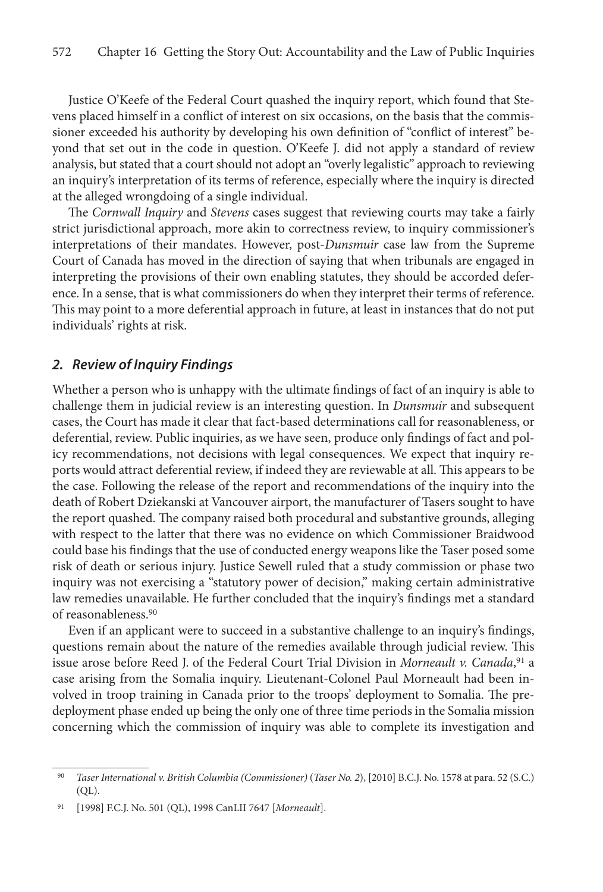Justice O'Keefe of the Federal Court quashed the inquiry report, which found that Stevens placed himself in a conflict of interest on six occasions, on the basis that the commissioner exceeded his authority by developing his own definition of "conflict of interest" beyond that set out in the code in question. O'Keefe J. did not apply a standard of review analysis, but stated that a court should not adopt an "overly legalistic" approach to reviewing an inquiry's interpretation of its terms of reference, especially where the inquiry is directed at the alleged wrongdoing of a single individual.

The *Cornwall Inquiry* and *Stevens* cases suggest that reviewing courts may take a fairly strict jurisdictional approach, more akin to correctness review, to inquiry commissioner's interpretations of their mandates. However, post-*Dunsmuir* case law from the Supreme Court of Canada has moved in the direction of saying that when tribunals are engaged in interpreting the provisions of their own enabling statutes, they should be accorded deference. In a sense, that is what commissioners do when they interpret their terms of reference. This may point to a more deferential approach in future, at least in instances that do not put individuals' rights at risk.

## *2. Review of Inquiry Findings*

Whether a person who is unhappy with the ultimate findings of fact of an inquiry is able to challenge them in judicial review is an interesting question. In *Dunsmuir* and subsequent cases, the Court has made it clear that fact-based determinations call for reasonableness, or deferential, review. Public inquiries, as we have seen, produce only findings of fact and policy recommendations, not decisions with legal consequences. We expect that inquiry reports would attract deferential review, if indeed they are reviewable at all. This appears to be the case. Following the release of the report and recommendations of the inquiry into the death of Robert Dziekanski at Vancouver airport, the manufacturer of Tasers sought to have the report quashed. The company raised both procedural and substantive grounds, alleging with respect to the latter that there was no evidence on which Commissioner Braidwood could base his findings that the use of conducted energy weapons like the Taser posed some risk of death or serious injury. Justice Sewell ruled that a study commission or phase two inquiry was not exercising a "statutory power of decision," making certain administrative law remedies unavailable. He further concluded that the inquiry's findings met a standard of reasonableness.[90]

Even if an applicant were to succeed in a substantive challenge to an inquiry's findings, questions remain about the nature of the remedies available through judicial review. This issue arose before Reed J. of the Federal Court Trial Division in *Morneault v. Canada*,[91] a case arising from the Somalia inquiry. Lieutenant-Colonel Paul Morneault had been involved in troop training in Canada prior to the troops' deployment to Somalia. The predeployment phase ended up being the only one of three time periods in the Somalia mission concerning which the commission of inquiry was able to complete its investigation and

---

[90] *Taser International v. British Columbia (Commissioner)* (*Taser No. 2*), [2010] B.C.J. No. 1578 at para. 52 (S.C.) (QL).

[91] [1998] F.C.J. No. 501 (QL), 1998 CanLII 7647 [*Morneault*].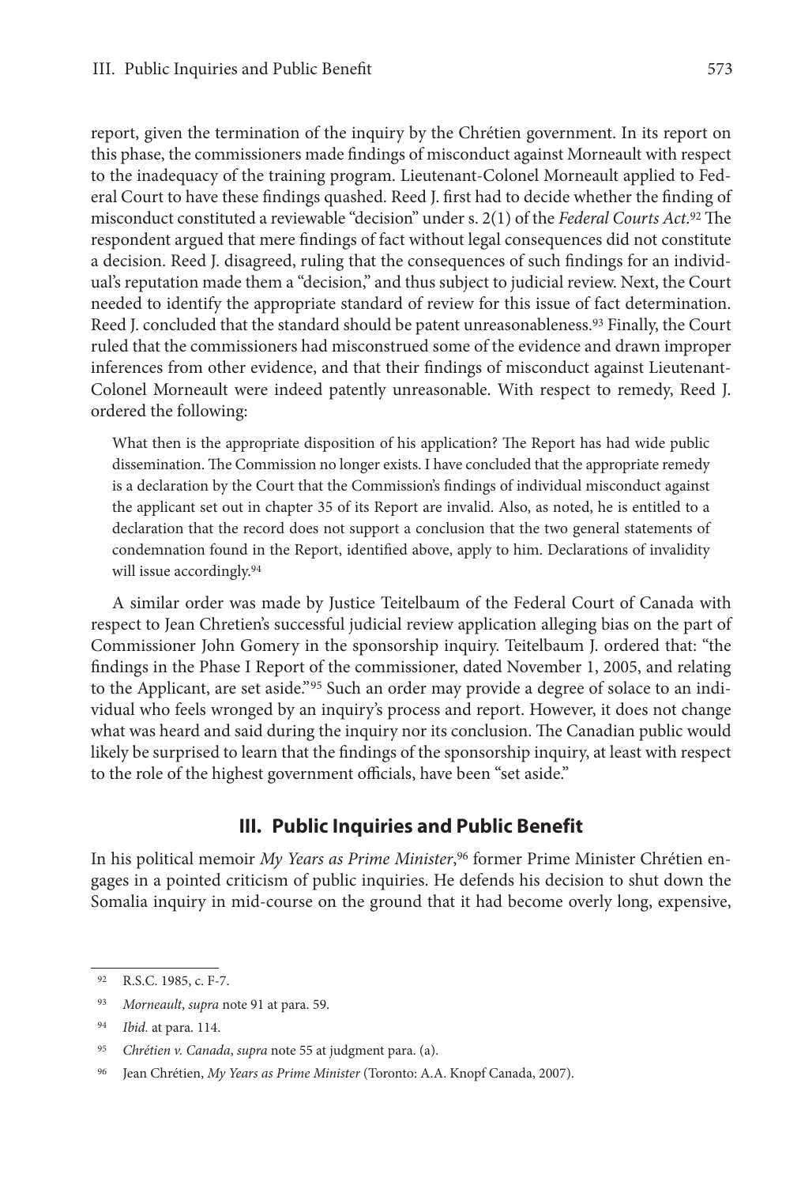report, given the termination of the inquiry by the Chrétien government. In its report on this phase, the commissioners made findings of misconduct against Morneault with respect to the inadequacy of the training program. Lieutenant-Colonel Morneault applied to Federal Court to have these findings quashed. Reed J. first had to decide whether the finding of misconduct constituted a reviewable "decision" under s. 2(1) of the *Federal Courts Act*.[92] The respondent argued that mere findings of fact without legal consequences did not constitute a decision. Reed J. disagreed, ruling that the consequences of such findings for an individual's reputation made them a "decision," and thus subject to judicial review. Next, the Court needed to identify the appropriate standard of review for this issue of fact determination. Reed J. concluded that the standard should be patent unreasonableness.[93] Finally, the Court ruled that the commissioners had misconstrued some of the evidence and drawn improper inferences from other evidence, and that their findings of misconduct against Lieutenant-Colonel Morneault were indeed patently unreasonable. With respect to remedy, Reed J. ordered the following:

> What then is the appropriate disposition of his application? The Report has had wide public dissemination. The Commission no longer exists. I have concluded that the appropriate remedy is a declaration by the Court that the Commission's findings of individual misconduct against the applicant set out in chapter 35 of its Report are invalid. Also, as noted, he is entitled to a declaration that the record does not support a conclusion that the two general statements of condemnation found in the Report, identified above, apply to him. Declarations of invalidity will issue accordingly.[94]

A similar order was made by Justice Teitelbaum of the Federal Court of Canada with respect to Jean Chretien's successful judicial review application alleging bias on the part of Commissioner John Gomery in the sponsorship inquiry. Teitelbaum J. ordered that: "the findings in the Phase I Report of the commissioner, dated November 1, 2005, and relating to the Applicant, are set aside."[95] Such an order may provide a degree of solace to an individual who feels wronged by an inquiry's process and report. However, it does not change what was heard and said during the inquiry nor its conclusion. The Canadian public would likely be surprised to learn that the findings of the sponsorship inquiry, at least with respect to the role of the highest government officials, have been "set aside."

## III. Public Inquiries and Public Benefit

In his political memoir *My Years as Prime Minister*,[96] former Prime Minister Chrétien engages in a pointed criticism of public inquiries. He defends his decision to shut down the Somalia inquiry in mid-course on the ground that it had become overly long, expensive,

---

[92] R.S.C. 1985, c. F-7.

[93] *Morneault*, *supra* note 91 at para. 59.

[94] *Ibid.* at para. 114.

[95] *Chrétien v. Canada*, *supra* note 55 at judgment para. (a).

[96] Jean Chrétien, *My Years as Prime Minister* (Toronto: A.A. Knopf Canada, 2007).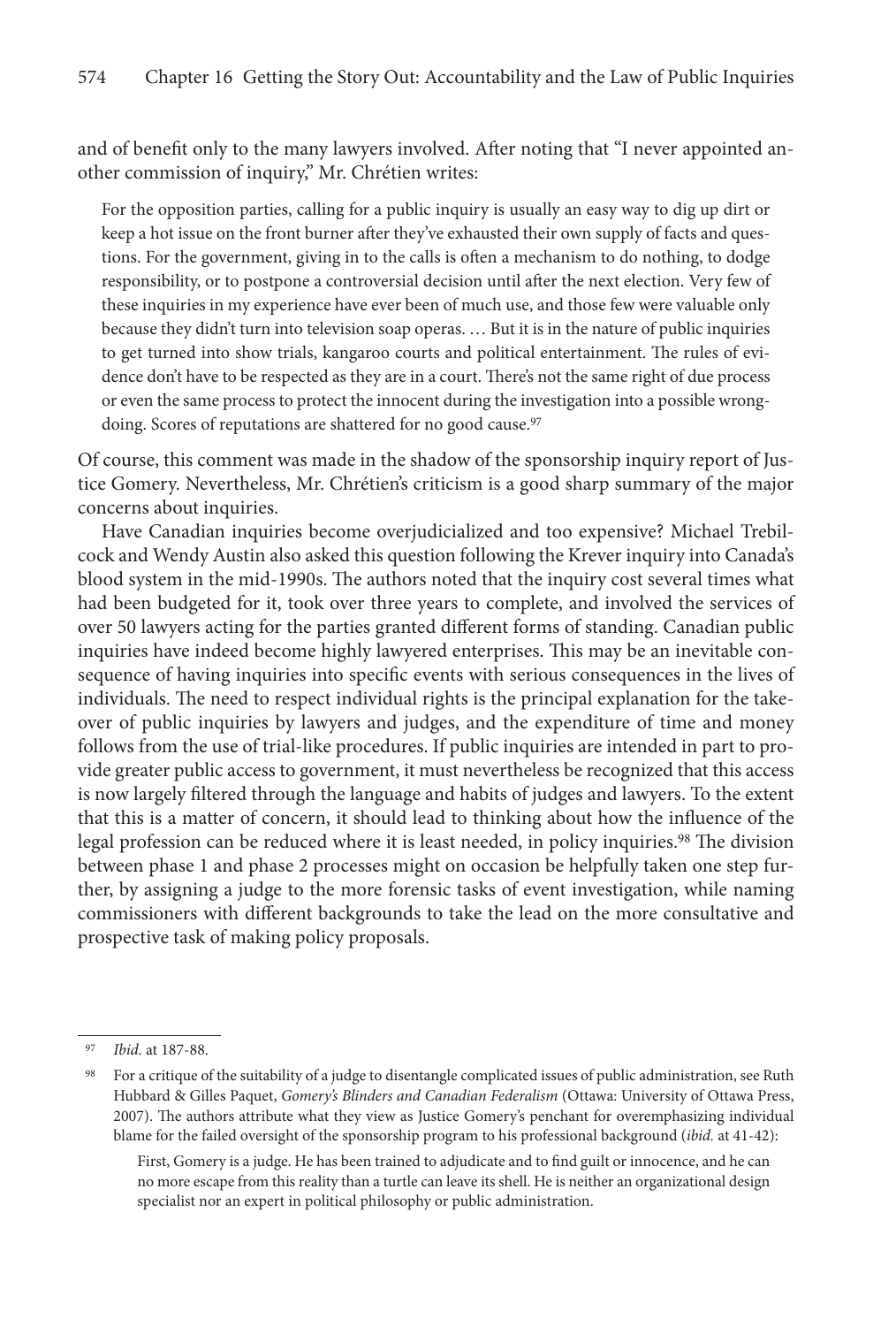and of benefit only to the many lawyers involved. After noting that "I never appointed another commission of inquiry," Mr. Chrétien writes:

> For the opposition parties, calling for a public inquiry is usually an easy way to dig up dirt or keep a hot issue on the front burner after they've exhausted their own supply of facts and questions. For the government, giving in to the calls is often a mechanism to do nothing, to dodge responsibility, or to postpone a controversial decision until after the next election. Very few of these inquiries in my experience have ever been of much use, and those few were valuable only because they didn't turn into television soap operas. … But it is in the nature of public inquiries to get turned into show trials, kangaroo courts and political entertainment. The rules of evidence don't have to be respected as they are in a court. There's not the same right of due process or even the same process to protect the innocent during the investigation into a possible wrongdoing. Scores of reputations are shattered for no good cause.[97]

Of course, this comment was made in the shadow of the sponsorship inquiry report of Justice Gomery. Nevertheless, Mr. Chrétien's criticism is a good sharp summary of the major concerns about inquiries.

Have Canadian inquiries become overjudicialized and too expensive? Michael Trebilcock and Wendy Austin also asked this question following the Krever inquiry into Canada's blood system in the mid-1990s. The authors noted that the inquiry cost several times what had been budgeted for it, took over three years to complete, and involved the services of over 50 lawyers acting for the parties granted different forms of standing. Canadian public inquiries have indeed become highly lawyered enterprises. This may be an inevitable consequence of having inquiries into specific events with serious consequences in the lives of individuals. The need to respect individual rights is the principal explanation for the takeover of public inquiries by lawyers and judges, and the expenditure of time and money follows from the use of trial-like procedures. If public inquiries are intended in part to provide greater public access to government, it must nevertheless be recognized that this access is now largely filtered through the language and habits of judges and lawyers. To the extent that this is a matter of concern, it should lead to thinking about how the influence of the legal profession can be reduced where it is least needed, in policy inquiries.[98] The division between phase 1 and phase 2 processes might on occasion be helpfully taken one step further, by assigning a judge to the more forensic tasks of event investigation, while naming commissioners with different backgrounds to take the lead on the more consultative and prospective task of making policy proposals.

---

[97] *Ibid.* at 187-88.

[98] For a critique of the suitability of a judge to disentangle complicated issues of public administration, see Ruth Hubbard & Gilles Paquet, *Gomery's Blinders and Canadian Federalism* (Ottawa: University of Ottawa Press, 2007). The authors attribute what they view as Justice Gomery's penchant for overemphasizing individual blame for the failed oversight of the sponsorship program to his professional background (*ibid.* at 41-42):

> First, Gomery is a judge. He has been trained to adjudicate and to find guilt or innocence, and he can no more escape from this reality than a turtle can leave its shell. He is neither an organizational design specialist nor an expert in political philosophy or public administration.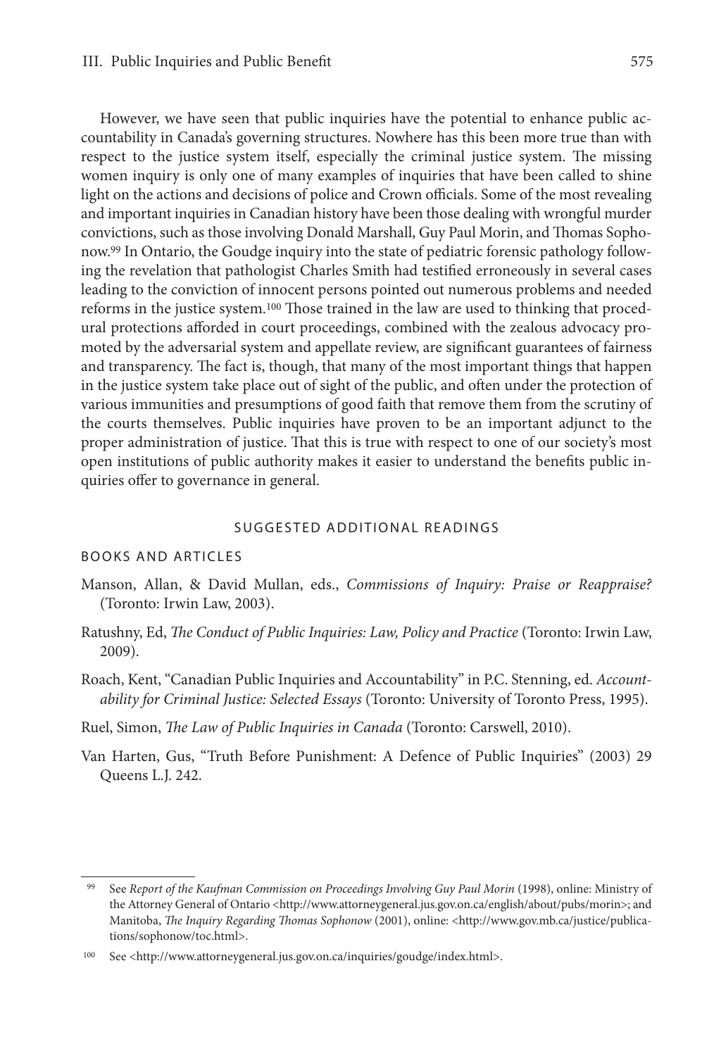However, we have seen that public inquiries have the potential to enhance public accountability in Canada's governing structures. Nowhere has this been more true than with respect to the justice system itself, especially the criminal justice system. The missing women inquiry is only one of many examples of inquiries that have been called to shine light on the actions and decisions of police and Crown officials. Some of the most revealing and important inquiries in Canadian history have been those dealing with wrongful murder convictions, such as those involving Donald Marshall, Guy Paul Morin, and Thomas Sophonow.[99] In Ontario, the Goudge inquiry into the state of pediatric forensic pathology following the revelation that pathologist Charles Smith had testified erroneously in several cases leading to the conviction of innocent persons pointed out numerous problems and needed reforms in the justice system.[100] Those trained in the law are used to thinking that procedural protections afforded in court proceedings, combined with the zealous advocacy promoted by the adversarial system and appellate review, are significant guarantees of fairness and transparency. The fact is, though, that many of the most important things that happen in the justice system take place out of sight of the public, and often under the protection of various immunities and presumptions of good faith that remove them from the scrutiny of the courts themselves. Public inquiries have proven to be an important adjunct to the proper administration of justice. That this is true with respect to one of our society's most open institutions of public authority makes it easier to understand the benefits public inquiries offer to governance in general.

## SUGGESTED ADDITIONAL READINGS

### BOOKS AND ARTICLES

Manson, Allan, & David Mullan, eds., *Commissions of Inquiry: Praise or Reappraise?* (Toronto: Irwin Law, 2003).

Ratushny, Ed, *The Conduct of Public Inquiries: Law, Policy and Practice* (Toronto: Irwin Law, 2009).

Roach, Kent, "Canadian Public Inquiries and Accountability" in P.C. Stenning, ed. *Accountability for Criminal Justice: Selected Essays* (Toronto: University of Toronto Press, 1995).

Ruel, Simon, *The Law of Public Inquiries in Canada* (Toronto: Carswell, 2010).

Van Harten, Gus, "Truth Before Punishment: A Defence of Public Inquiries" (2003) 29 Queens L.J. 242.

---

99 See *Report of the Kaufman Commission on Proceedings Involving Guy Paul Morin* (1998), online: Ministry of the Attorney General of Ontario <http://www.attorneygeneral.jus.gov.on.ca/english/about/pubs/morin>; and Manitoba, *The Inquiry Regarding Thomas Sophonow* (2001), online: <http://www.gov.mb.ca/justice/publications/sophonow/toc.html>.

100 See <http://www.attorneygeneral.jus.gov.on.ca/inquiries/goudge/index.html>.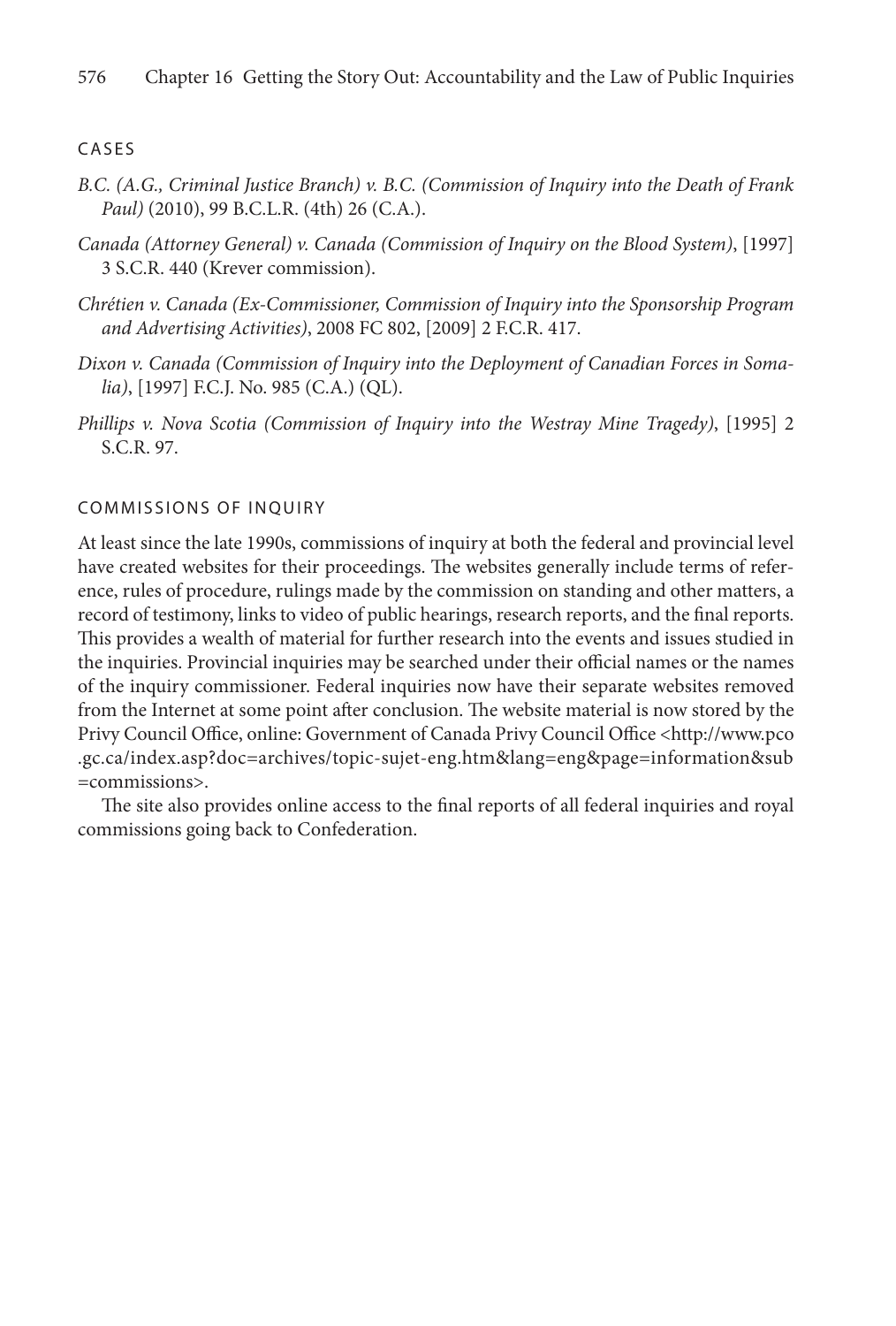## CASES

*B.C. (A.G., Criminal Justice Branch) v. B.C. (Commission of Inquiry into the Death of Frank Paul)* (2010), 99 B.C.L.R. (4th) 26 (C.A.).

*Canada (Attorney General) v. Canada (Commission of Inquiry on the Blood System)*, [1997] 3 S.C.R. 440 (Krever commission).

*Chrétien v. Canada (Ex-Commissioner, Commission of Inquiry into the Sponsorship Program and Advertising Activities)*, 2008 FC 802, [2009] 2 F.C.R. 417.

*Dixon v. Canada (Commission of Inquiry into the Deployment of Canadian Forces in Somalia)*, [1997] F.C.J. No. 985 (C.A.) (QL).

*Phillips v. Nova Scotia (Commission of Inquiry into the Westray Mine Tragedy)*, [1995] 2 S.C.R. 97.

## COMMISSIONS OF INQUIRY

At least since the late 1990s, commissions of inquiry at both the federal and provincial level have created websites for their proceedings. The websites generally include terms of reference, rules of procedure, rulings made by the commission on standing and other matters, a record of testimony, links to video of public hearings, research reports, and the final reports. This provides a wealth of material for further research into the events and issues studied in the inquiries. Provincial inquiries may be searched under their official names or the names of the inquiry commissioner. Federal inquiries now have their separate websites removed from the Internet at some point after conclusion. The website material is now stored by the Privy Council Office, online: Government of Canada Privy Council Office <http://www.pco.gc.ca/index.asp?doc=archives/topic-sujet-eng.htm&lang=eng&page=information&sub=commissions>.

The site also provides online access to the final reports of all federal inquiries and royal commissions going back to Confederation.